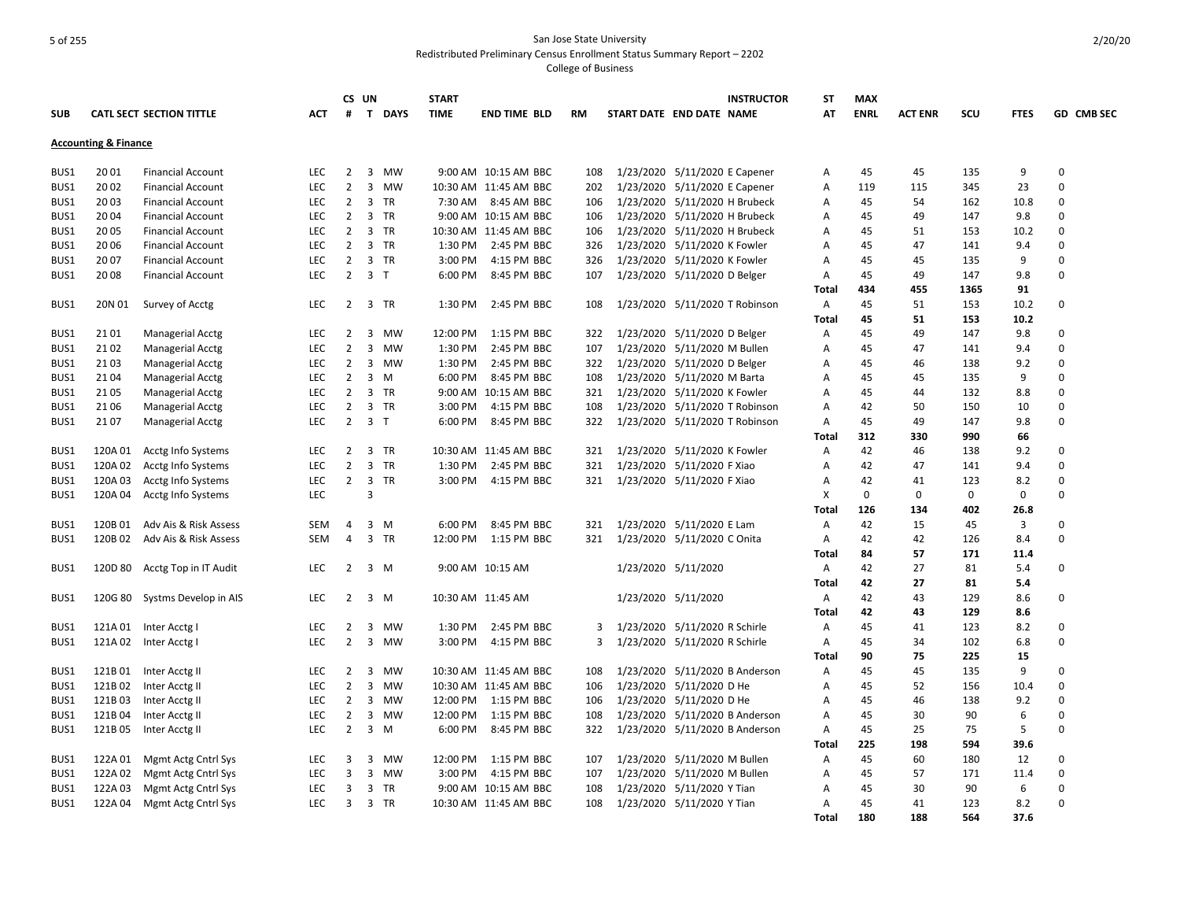# San Jose State University

## Redistributed Preliminary Census Enrollment Status Summary Report – 2202

## College of Business

| SUB | CATL | SECT | SECTION TITTLE | ACT | CS # | UN T | DAYS | START TIME | END TIME | BLD | RM | START DATE | END DATE | INSTRUCTOR NAME | ST AT | MAX ENRL | ACT ENR | SCU | FTES | GD | CMB SEC |
|---|---|---|---|---|---|---|---|---|---|---|---|---|---|---|---|---|---|---|---|---|---|
| **Accounting & Finance** | | | | | | | | | | | | | | | | | | | | | |
| BUS1 | 20 | 01 | Financial Account | LEC | 2 | 3 | MW | 9:00 AM | 10:15 AM | BBC | 108 | 1/23/2020 | 5/11/2020 | E Capener | A | 45 | 45 | 135 | 9 | 0 | |
| BUS1 | 20 | 02 | Financial Account | LEC | 2 | 3 | MW | 10:30 AM | 11:45 AM | BBC | 202 | 1/23/2020 | 5/11/2020 | E Capener | A | 119 | 115 | 345 | 23 | 0 | |
| BUS1 | 20 | 03 | Financial Account | LEC | 2 | 3 | TR | 7:30 AM | 8:45 AM | BBC | 106 | 1/23/2020 | 5/11/2020 | H Brubeck | A | 45 | 54 | 162 | 10.8 | 0 | |
| BUS1 | 20 | 04 | Financial Account | LEC | 2 | 3 | TR | 9:00 AM | 10:15 AM | BBC | 106 | 1/23/2020 | 5/11/2020 | H Brubeck | A | 45 | 49 | 147 | 9.8 | 0 | |
| BUS1 | 20 | 05 | Financial Account | LEC | 2 | 3 | TR | 10:30 AM | 11:45 AM | BBC | 106 | 1/23/2020 | 5/11/2020 | H Brubeck | A | 45 | 51 | 153 | 10.2 | 0 | |
| BUS1 | 20 | 06 | Financial Account | LEC | 2 | 3 | TR | 1:30 PM | 2:45 PM | BBC | 326 | 1/23/2020 | 5/11/2020 | K Fowler | A | 45 | 47 | 141 | 9.4 | 0 | |
| BUS1 | 20 | 07 | Financial Account | LEC | 2 | 3 | TR | 3:00 PM | 4:15 PM | BBC | 326 | 1/23/2020 | 5/11/2020 | K Fowler | A | 45 | 45 | 135 | 9 | 0 | |
| BUS1 | 20 | 08 | Financial Account | LEC | 2 | 3 | T | 6:00 PM | 8:45 PM | BBC | 107 | 1/23/2020 | 5/11/2020 | D Belger | A | 45 | 49 | 147 | 9.8 | 0 | |
| | | | | | | | | | | | | | | | **Total** | **434** | **455** | **1365** | **91** | | |
| BUS1 | 20N | 01 | Survey of Acctg | LEC | 2 | 3 | TR | 1:30 PM | 2:45 PM | BBC | 108 | 1/23/2020 | 5/11/2020 | T Robinson | A | 45 | 51 | 153 | 10.2 | 0 | |
| | | | | | | | | | | | | | | | **Total** | **45** | **51** | **153** | **10.2** | | |
| BUS1 | 21 | 01 | Managerial Acctg | LEC | 2 | 3 | MW | 12:00 PM | 1:15 PM | BBC | 322 | 1/23/2020 | 5/11/2020 | D Belger | A | 45 | 49 | 147 | 9.8 | 0 | |
| BUS1 | 21 | 02 | Managerial Acctg | LEC | 2 | 3 | MW | 1:30 PM | 2:45 PM | BBC | 107 | 1/23/2020 | 5/11/2020 | M Bullen | A | 45 | 47 | 141 | 9.4 | 0 | |
| BUS1 | 21 | 03 | Managerial Acctg | LEC | 2 | 3 | MW | 1:30 PM | 2:45 PM | BBC | 322 | 1/23/2020 | 5/11/2020 | D Belger | A | 45 | 46 | 138 | 9.2 | 0 | |
| BUS1 | 21 | 04 | Managerial Acctg | LEC | 2 | 3 | M | 6:00 PM | 8:45 PM | BBC | 108 | 1/23/2020 | 5/11/2020 | M Barta | A | 45 | 45 | 135 | 9 | 0 | |
| BUS1 | 21 | 05 | Managerial Acctg | LEC | 2 | 3 | TR | 9:00 AM | 10:15 AM | BBC | 321 | 1/23/2020 | 5/11/2020 | K Fowler | A | 45 | 44 | 132 | 8.8 | 0 | |
| BUS1 | 21 | 06 | Managerial Acctg | LEC | 2 | 3 | TR | 3:00 PM | 4:15 PM | BBC | 108 | 1/23/2020 | 5/11/2020 | T Robinson | A | 42 | 50 | 150 | 10 | 0 | |
| BUS1 | 21 | 07 | Managerial Acctg | LEC | 2 | 3 | T | 6:00 PM | 8:45 PM | BBC | 322 | 1/23/2020 | 5/11/2020 | T Robinson | A | 45 | 49 | 147 | 9.8 | 0 | |
| | | | | | | | | | | | | | | | **Total** | **312** | **330** | **990** | **66** | | |
| BUS1 | 120A | 01 | Acctg Info Systems | LEC | 2 | 3 | TR | 10:30 AM | 11:45 AM | BBC | 321 | 1/23/2020 | 5/11/2020 | K Fowler | A | 42 | 46 | 138 | 9.2 | 0 | |
| BUS1 | 120A | 02 | Acctg Info Systems | LEC | 2 | 3 | TR | 1:30 PM | 2:45 PM | BBC | 321 | 1/23/2020 | 5/11/2020 | F Xiao | A | 42 | 47 | 141 | 9.4 | 0 | |
| BUS1 | 120A | 03 | Acctg Info Systems | LEC | 2 | 3 | TR | 3:00 PM | 4:15 PM | BBC | 321 | 1/23/2020 | 5/11/2020 | F Xiao | A | 42 | 41 | 123 | 8.2 | 0 | |
| BUS1 | 120A | 04 | Acctg Info Systems | LEC | | 3 | | | | | | | | | X | 0 | 0 | 0 | 0 | 0 | |
| | | | | | | | | | | | | | | | **Total** | **126** | **134** | **402** | **26.8** | | |
| BUS1 | 120B | 01 | Adv Ais & Risk Assess | SEM | 4 | 3 | M | 6:00 PM | 8:45 PM | BBC | 321 | 1/23/2020 | 5/11/2020 | E Lam | A | 42 | 15 | 45 | 3 | 0 | |
| BUS1 | 120B | 02 | Adv Ais & Risk Assess | SEM | 4 | 3 | TR | 12:00 PM | 1:15 PM | BBC | 321 | 1/23/2020 | 5/11/2020 | C Onita | A | 42 | 42 | 126 | 8.4 | 0 | |
| | | | | | | | | | | | | | | | **Total** | **84** | **57** | **171** | **11.4** | | |
| BUS1 | 120D | 80 | Acctg Top in IT Audit | LEC | 2 | 3 | M | 9:00 AM | 10:15 AM | | | 1/23/2020 | 5/11/2020 | | A | 42 | 27 | 81 | 5.4 | 0 | |
| | | | | | | | | | | | | | | | **Total** | **42** | **27** | **81** | **5.4** | | |
| BUS1 | 120G | 80 | Systms Develop in AIS | LEC | 2 | 3 | M | 10:30 AM | 11:45 AM | | | 1/23/2020 | 5/11/2020 | | A | 42 | 43 | 129 | 8.6 | 0 | |
| | | | | | | | | | | | | | | | **Total** | **42** | **43** | **129** | **8.6** | | |
| BUS1 | 121A | 01 | Inter Acctg I | LEC | 2 | 3 | MW | 1:30 PM | 2:45 PM | BBC | 3 | 1/23/2020 | 5/11/2020 | R Schirle | A | 45 | 41 | 123 | 8.2 | 0 | |
| BUS1 | 121A | 02 | Inter Acctg I | LEC | 2 | 3 | MW | 3:00 PM | 4:15 PM | BBC | 3 | 1/23/2020 | 5/11/2020 | R Schirle | A | 45 | 34 | 102 | 6.8 | 0 | |
| | | | | | | | | | | | | | | | **Total** | **90** | **75** | **225** | **15** | | |
| BUS1 | 121B | 01 | Inter Acctg II | LEC | 2 | 3 | MW | 10:30 AM | 11:45 AM | BBC | 108 | 1/23/2020 | 5/11/2020 | B Anderson | A | 45 | 45 | 135 | 9 | 0 | |
| BUS1 | 121B | 02 | Inter Acctg II | LEC | 2 | 3 | MW | 10:30 AM | 11:45 AM | BBC | 106 | 1/23/2020 | 5/11/2020 | D He | A | 45 | 52 | 156 | 10.4 | 0 | |
| BUS1 | 121B | 03 | Inter Acctg II | LEC | 2 | 3 | MW | 12:00 PM | 1:15 PM | BBC | 106 | 1/23/2020 | 5/11/2020 | D He | A | 45 | 46 | 138 | 9.2 | 0 | |
| BUS1 | 121B | 04 | Inter Acctg II | LEC | 2 | 3 | MW | 12:00 PM | 1:15 PM | BBC | 108 | 1/23/2020 | 5/11/2020 | B Anderson | A | 45 | 30 | 90 | 6 | 0 | |
| BUS1 | 121B | 05 | Inter Acctg II | LEC | 2 | 3 | M | 6:00 PM | 8:45 PM | BBC | 322 | 1/23/2020 | 5/11/2020 | B Anderson | A | 45 | 25 | 75 | 5 | 0 | |
| | | | | | | | | | | | | | | | **Total** | **225** | **198** | **594** | **39.6** | | |
| BUS1 | 122A | 01 | Mgmt Actg Cntrl Sys | LEC | 3 | 3 | MW | 12:00 PM | 1:15 PM | BBC | 107 | 1/23/2020 | 5/11/2020 | M Bullen | A | 45 | 60 | 180 | 12 | 0 | |
| BUS1 | 122A | 02 | Mgmt Actg Cntrl Sys | LEC | 3 | 3 | MW | 3:00 PM | 4:15 PM | BBC | 107 | 1/23/2020 | 5/11/2020 | M Bullen | A | 45 | 57 | 171 | 11.4 | 0 | |
| BUS1 | 122A | 03 | Mgmt Actg Cntrl Sys | LEC | 3 | 3 | TR | 9:00 AM | 10:15 AM | BBC | 108 | 1/23/2020 | 5/11/2020 | Y Tian | A | 45 | 30 | 90 | 6 | 0 | |
| BUS1 | 122A | 04 | Mgmt Actg Cntrl Sys | LEC | 3 | 3 | TR | 10:30 AM | 11:45 AM | BBC | 108 | 1/23/2020 | 5/11/2020 | Y Tian | A | 45 | 41 | 123 | 8.2 | 0 | |
| | | | | | | | | | | | | | | | **Total** | **180** | **188** | **564** | **37.6** | | |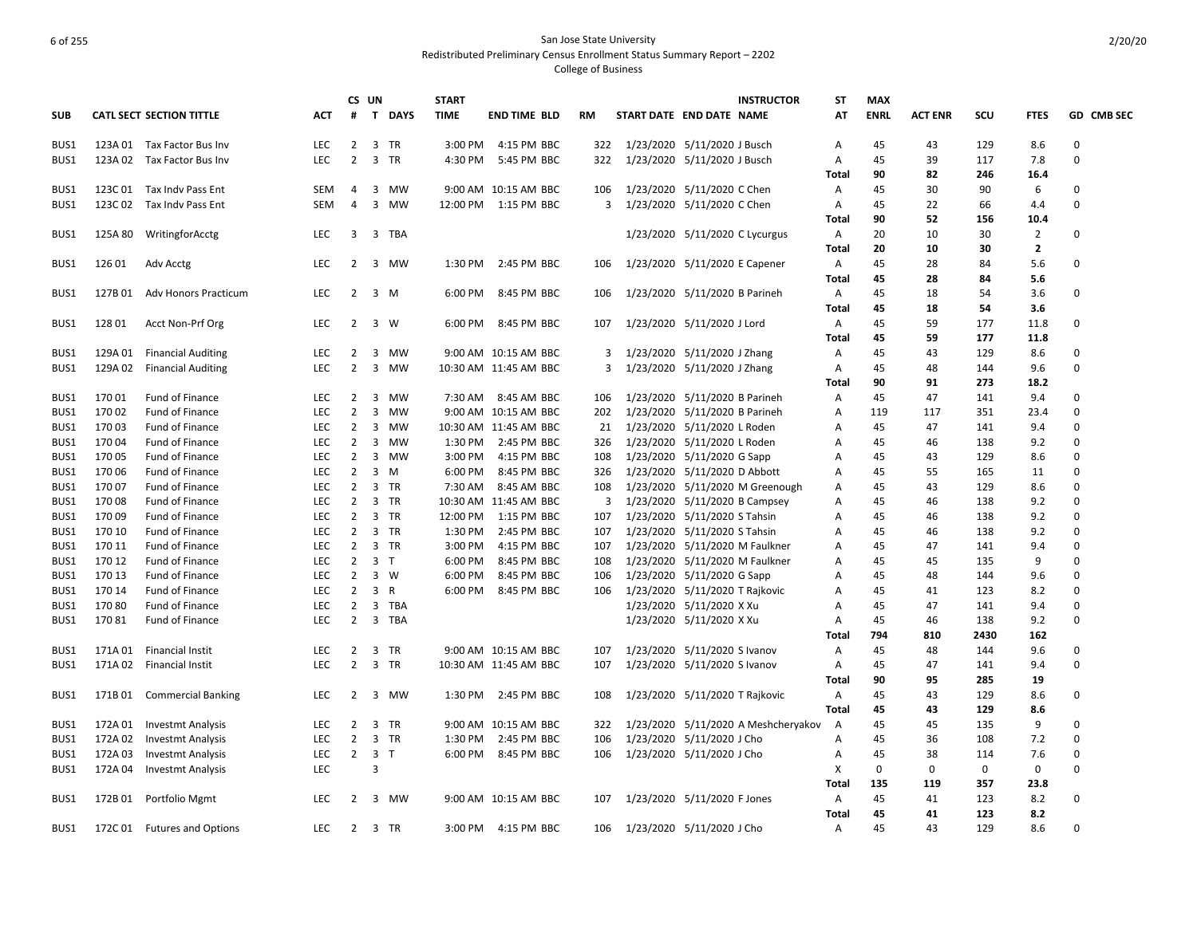San Jose State University
Redistributed Preliminary Census Enrollment Status Summary Report – 2202
College of Business

| SUB | CATL SECT | SECTION TITTLE | ACT | CS # | UN T | DAYS | START TIME | END TIME | BLD | RM | START DATE | END DATE | INSTRUCTOR NAME | ST AT | MAX ENRL | ACT ENR | SCU | FTES | GD | CMB SEC |
|---|---|---|---|---|---|---|---|---|---|---|---|---|---|---|---|---|---|---|---|---|
| BUS1 | 123A 01 | Tax Factor Bus Inv | LEC | 2 | 3 | TR | 3:00 PM | 4:15 PM | BBC | 322 | 1/23/2020 | 5/11/2020 | J Busch | A | 45 | 43 | 129 | 8.6 | 0 | |
| BUS1 | 123A 02 | Tax Factor Bus Inv | LEC | 2 | 3 | TR | 4:30 PM | 5:45 PM | BBC | 322 | 1/23/2020 | 5/11/2020 | J Busch | A | 45 | 39 | 117 | 7.8 | 0 | |
| | | | | | | | | | | | | | | **Total** | **90** | **82** | **246** | **16.4** | | |
| BUS1 | 123C 01 | Tax Indv Pass Ent | SEM | 4 | 3 | MW | 9:00 AM | 10:15 AM | BBC | 106 | 1/23/2020 | 5/11/2020 | C Chen | A | 45 | 30 | 90 | 6 | 0 | |
| BUS1 | 123C 02 | Tax Indv Pass Ent | SEM | 4 | 3 | MW | 12:00 PM | 1:15 PM | BBC | 3 | 1/23/2020 | 5/11/2020 | C Chen | A | 45 | 22 | 66 | 4.4 | 0 | |
| | | | | | | | | | | | | | | **Total** | **90** | **52** | **156** | **10.4** | | |
| BUS1 | 125A 80 | WritingforAcctg | LEC | 3 | 3 | TBA | | | | | 1/23/2020 | 5/11/2020 | C Lycurgus | A | 20 | 10 | 30 | 2 | 0 | |
| | | | | | | | | | | | | | | **Total** | **20** | **10** | **30** | **2** | | |
| BUS1 | 126 01 | Adv Acctg | LEC | 2 | 3 | MW | 1:30 PM | 2:45 PM | BBC | 106 | 1/23/2020 | 5/11/2020 | E Capener | A | 45 | 28 | 84 | 5.6 | 0 | |
| | | | | | | | | | | | | | | **Total** | **45** | **28** | **84** | **5.6** | | |
| BUS1 | 127B 01 | Adv Honors Practicum | LEC | 2 | 3 | M | 6:00 PM | 8:45 PM | BBC | 106 | 1/23/2020 | 5/11/2020 | B Parineh | A | 45 | 18 | 54 | 3.6 | 0 | |
| | | | | | | | | | | | | | | **Total** | **45** | **18** | **54** | **3.6** | | |
| BUS1 | 128 01 | Acct Non-Prf Org | LEC | 2 | 3 | W | 6:00 PM | 8:45 PM | BBC | 107 | 1/23/2020 | 5/11/2020 | J Lord | A | 45 | 59 | 177 | 11.8 | 0 | |
| | | | | | | | | | | | | | | **Total** | **45** | **59** | **177** | **11.8** | | |
| BUS1 | 129A 01 | Financial Auditing | LEC | 2 | 3 | MW | 9:00 AM | 10:15 AM | BBC | 3 | 1/23/2020 | 5/11/2020 | J Zhang | A | 45 | 43 | 129 | 8.6 | 0 | |
| BUS1 | 129A 02 | Financial Auditing | LEC | 2 | 3 | MW | 10:30 AM | 11:45 AM | BBC | 3 | 1/23/2020 | 5/11/2020 | J Zhang | A | 45 | 48 | 144 | 9.6 | 0 | |
| | | | | | | | | | | | | | | **Total** | **90** | **91** | **273** | **18.2** | | |
| BUS1 | 170 01 | Fund of Finance | LEC | 2 | 3 | MW | 7:30 AM | 8:45 AM | BBC | 106 | 1/23/2020 | 5/11/2020 | B Parineh | A | 45 | 47 | 141 | 9.4 | 0 | |
| BUS1 | 170 02 | Fund of Finance | LEC | 2 | 3 | MW | 9:00 AM | 10:15 AM | BBC | 202 | 1/23/2020 | 5/11/2020 | B Parineh | A | 119 | 117 | 351 | 23.4 | 0 | |
| BUS1 | 170 03 | Fund of Finance | LEC | 2 | 3 | MW | 10:30 AM | 11:45 AM | BBC | 21 | 1/23/2020 | 5/11/2020 | L Roden | A | 45 | 47 | 141 | 9.4 | 0 | |
| BUS1 | 170 04 | Fund of Finance | LEC | 2 | 3 | MW | 1:30 PM | 2:45 PM | BBC | 326 | 1/23/2020 | 5/11/2020 | L Roden | A | 45 | 46 | 138 | 9.2 | 0 | |
| BUS1 | 170 05 | Fund of Finance | LEC | 2 | 3 | MW | 3:00 PM | 4:15 PM | BBC | 108 | 1/23/2020 | 5/11/2020 | G Sapp | A | 45 | 43 | 129 | 8.6 | 0 | |
| BUS1 | 170 06 | Fund of Finance | LEC | 2 | 3 | M | 6:00 PM | 8:45 PM | BBC | 326 | 1/23/2020 | 5/11/2020 | D Abbott | A | 45 | 55 | 165 | 11 | 0 | |
| BUS1 | 170 07 | Fund of Finance | LEC | 2 | 3 | TR | 7:30 AM | 8:45 AM | BBC | 108 | 1/23/2020 | 5/11/2020 | M Greenough | A | 45 | 43 | 129 | 8.6 | 0 | |
| BUS1 | 170 08 | Fund of Finance | LEC | 2 | 3 | TR | 10:30 AM | 11:45 AM | BBC | 3 | 1/23/2020 | 5/11/2020 | B Campsey | A | 45 | 46 | 138 | 9.2 | 0 | |
| BUS1 | 170 09 | Fund of Finance | LEC | 2 | 3 | TR | 12:00 PM | 1:15 PM | BBC | 107 | 1/23/2020 | 5/11/2020 | S Tahsin | A | 45 | 46 | 138 | 9.2 | 0 | |
| BUS1 | 170 10 | Fund of Finance | LEC | 2 | 3 | TR | 1:30 PM | 2:45 PM | BBC | 107 | 1/23/2020 | 5/11/2020 | S Tahsin | A | 45 | 46 | 138 | 9.2 | 0 | |
| BUS1 | 170 11 | Fund of Finance | LEC | 2 | 3 | TR | 3:00 PM | 4:15 PM | BBC | 107 | 1/23/2020 | 5/11/2020 | M Faulkner | A | 45 | 47 | 141 | 9.4 | 0 | |
| BUS1 | 170 12 | Fund of Finance | LEC | 2 | 3 | T | 6:00 PM | 8:45 PM | BBC | 108 | 1/23/2020 | 5/11/2020 | M Faulkner | A | 45 | 45 | 135 | 9 | 0 | |
| BUS1 | 170 13 | Fund of Finance | LEC | 2 | 3 | W | 6:00 PM | 8:45 PM | BBC | 106 | 1/23/2020 | 5/11/2020 | G Sapp | A | 45 | 48 | 144 | 9.6 | 0 | |
| BUS1 | 170 14 | Fund of Finance | LEC | 2 | 3 | R | 6:00 PM | 8:45 PM | BBC | 106 | 1/23/2020 | 5/11/2020 | T Rajkovic | A | 45 | 41 | 123 | 8.2 | 0 | |
| BUS1 | 170 80 | Fund of Finance | LEC | 2 | 3 | TBA | | | | | 1/23/2020 | 5/11/2020 | X Xu | A | 45 | 47 | 141 | 9.4 | 0 | |
| BUS1 | 170 81 | Fund of Finance | LEC | 2 | 3 | TBA | | | | | 1/23/2020 | 5/11/2020 | X Xu | A | 45 | 46 | 138 | 9.2 | 0 | |
| | | | | | | | | | | | | | | **Total** | **794** | **810** | **2430** | **162** | | |
| BUS1 | 171A 01 | Financial Instit | LEC | 2 | 3 | TR | 9:00 AM | 10:15 AM | BBC | 107 | 1/23/2020 | 5/11/2020 | S Ivanov | A | 45 | 48 | 144 | 9.6 | 0 | |
| BUS1 | 171A 02 | Financial Instit | LEC | 2 | 3 | TR | 10:30 AM | 11:45 AM | BBC | 107 | 1/23/2020 | 5/11/2020 | S Ivanov | A | 45 | 47 | 141 | 9.4 | 0 | |
| | | | | | | | | | | | | | | **Total** | **90** | **95** | **285** | **19** | | |
| BUS1 | 171B 01 | Commercial Banking | LEC | 2 | 3 | MW | 1:30 PM | 2:45 PM | BBC | 108 | 1/23/2020 | 5/11/2020 | T Rajkovic | A | 45 | 43 | 129 | 8.6 | 0 | |
| | | | | | | | | | | | | | | **Total** | **45** | **43** | **129** | **8.6** | | |
| BUS1 | 172A 01 | Investmt Analysis | LEC | 2 | 3 | TR | 9:00 AM | 10:15 AM | BBC | 322 | 1/23/2020 | 5/11/2020 | A Meshcheryakov | A | 45 | 45 | 135 | 9 | 0 | |
| BUS1 | 172A 02 | Investmt Analysis | LEC | 2 | 3 | TR | 1:30 PM | 2:45 PM | BBC | 106 | 1/23/2020 | 5/11/2020 | J Cho | A | 45 | 36 | 108 | 7.2 | 0 | |
| BUS1 | 172A 03 | Investmt Analysis | LEC | 2 | 3 | T | 6:00 PM | 8:45 PM | BBC | 106 | 1/23/2020 | 5/11/2020 | J Cho | A | 45 | 38 | 114 | 7.6 | 0 | |
| BUS1 | 172A 04 | Investmt Analysis | LEC | | 3 | | | | | | | | | X | 0 | 0 | 0 | 0 | 0 | |
| | | | | | | | | | | | | | | **Total** | **135** | **119** | **357** | **23.8** | | |
| BUS1 | 172B 01 | Portfolio Mgmt | LEC | 2 | 3 | MW | 9:00 AM | 10:15 AM | BBC | 107 | 1/23/2020 | 5/11/2020 | F Jones | A | 45 | 41 | 123 | 8.2 | 0 | |
| | | | | | | | | | | | | | | **Total** | **45** | **41** | **123** | **8.2** | | |
| BUS1 | 172C 01 | Futures and Options | LEC | 2 | 3 | TR | 3:00 PM | 4:15 PM | BBC | 106 | 1/23/2020 | 5/11/2020 | J Cho | A | 45 | 43 | 129 | 8.6 | 0 | |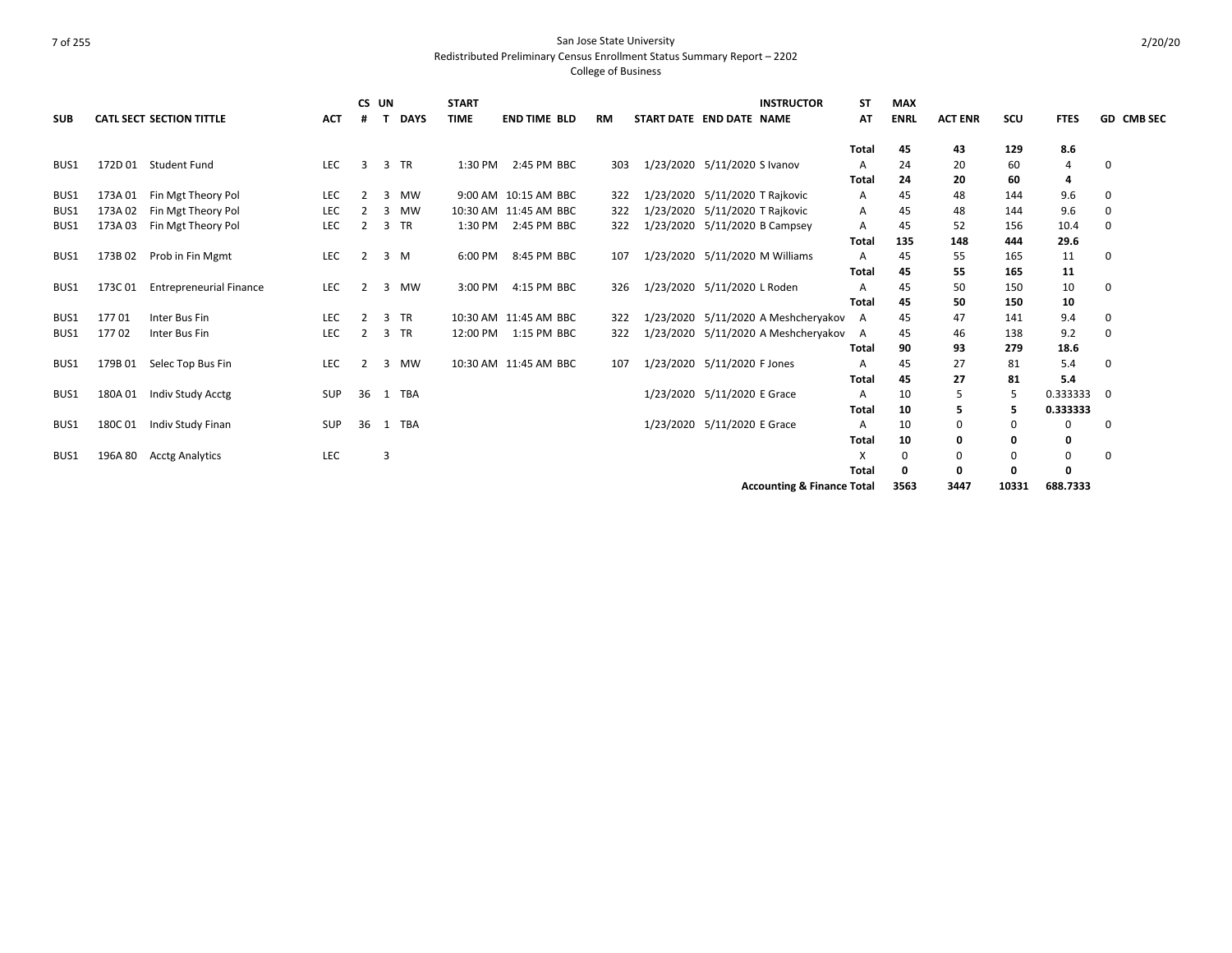San Jose State University
Redistributed Preliminary Census Enrollment Status Summary Report – 2202
College of Business

| SUB | CATL SECT | SECTION TITTLE | ACT | CS # | UN T | DAYS | START TIME | END TIME | BLD | RM | START DATE | END DATE | INSTRUCTOR NAME | ST AT | MAX ENRL | ACT ENR | SCU | FTES | GD | CMB SEC |
|---|---|---|---|---|---|---|---|---|---|---|---|---|---|---|---|---|---|---|---|---|
| | | | | | | | | | | | | | | **Total** | **45** | **43** | **129** | **8.6** | | |
| BUS1 | 172D 01 | Student Fund | LEC | 3 | 3 | TR | 1:30 PM | 2:45 PM | BBC | 303 | 1/23/2020 | 5/11/2020 | S Ivanov | A | 24 | 20 | 60 | 4 | 0 | |
| | | | | | | | | | | | | | | **Total** | **24** | **20** | **60** | **4** | | |
| BUS1 | 173A 01 | Fin Mgt Theory Pol | LEC | 2 | 3 | MW | 9:00 AM | 10:15 AM | BBC | 322 | 1/23/2020 | 5/11/2020 | T Rajkovic | A | 45 | 48 | 144 | 9.6 | 0 | |
| BUS1 | 173A 02 | Fin Mgt Theory Pol | LEC | 2 | 3 | MW | 10:30 AM | 11:45 AM | BBC | 322 | 1/23/2020 | 5/11/2020 | T Rajkovic | A | 45 | 48 | 144 | 9.6 | 0 | |
| BUS1 | 173A 03 | Fin Mgt Theory Pol | LEC | 2 | 3 | TR | 1:30 PM | 2:45 PM | BBC | 322 | 1/23/2020 | 5/11/2020 | B Campsey | A | 45 | 52 | 156 | 10.4 | 0 | |
| | | | | | | | | | | | | | | **Total** | **135** | **148** | **444** | **29.6** | | |
| BUS1 | 173B 02 | Prob in Fin Mgmt | LEC | 2 | 3 | M | 6:00 PM | 8:45 PM | BBC | 107 | 1/23/2020 | 5/11/2020 | M Williams | A | 45 | 55 | 165 | 11 | 0 | |
| | | | | | | | | | | | | | | **Total** | **45** | **55** | **165** | **11** | | |
| BUS1 | 173C 01 | Entrepreneurial Finance | LEC | 2 | 3 | MW | 3:00 PM | 4:15 PM | BBC | 326 | 1/23/2020 | 5/11/2020 | L Roden | A | 45 | 50 | 150 | 10 | 0 | |
| | | | | | | | | | | | | | | **Total** | **45** | **50** | **150** | **10** | | |
| BUS1 | 177 01 | Inter Bus Fin | LEC | 2 | 3 | TR | 10:30 AM | 11:45 AM | BBC | 322 | 1/23/2020 | 5/11/2020 | A Meshcheryakov | A | 45 | 47 | 141 | 9.4 | 0 | |
| BUS1 | 177 02 | Inter Bus Fin | LEC | 2 | 3 | TR | 12:00 PM | 1:15 PM | BBC | 322 | 1/23/2020 | 5/11/2020 | A Meshcheryakov | A | 45 | 46 | 138 | 9.2 | 0 | |
| | | | | | | | | | | | | | | **Total** | **90** | **93** | **279** | **18.6** | | |
| BUS1 | 179B 01 | Selec Top Bus Fin | LEC | 2 | 3 | MW | 10:30 AM | 11:45 AM | BBC | 107 | 1/23/2020 | 5/11/2020 | F Jones | A | 45 | 27 | 81 | 5.4 | 0 | |
| | | | | | | | | | | | | | | **Total** | **45** | **27** | **81** | **5.4** | | |
| BUS1 | 180A 01 | Indiv Study Acctg | SUP | 36 | 1 | TBA | | | | | 1/23/2020 | 5/11/2020 | E Grace | A | 10 | 5 | 5 | 0.333333 | 0 | |
| | | | | | | | | | | | | | | **Total** | **10** | **5** | **5** | **0.333333** | | |
| BUS1 | 180C 01 | Indiv Study Finan | SUP | 36 | 1 | TBA | | | | | 1/23/2020 | 5/11/2020 | E Grace | A | 10 | 0 | 0 | 0 | 0 | |
| | | | | | | | | | | | | | | **Total** | **10** | **0** | **0** | **0** | | |
| BUS1 | 196A 80 | Acctg Analytics | LEC | | 3 | | | | | | | | | X | 0 | 0 | 0 | 0 | 0 | |
| | | | | | | | | | | | | | | **Total** | **0** | **0** | **0** | **0** | | |
| | | | | | | | | | | | | | **Accounting & Finance Total** | | **3563** | **3447** | **10331** | **688.7333** | | |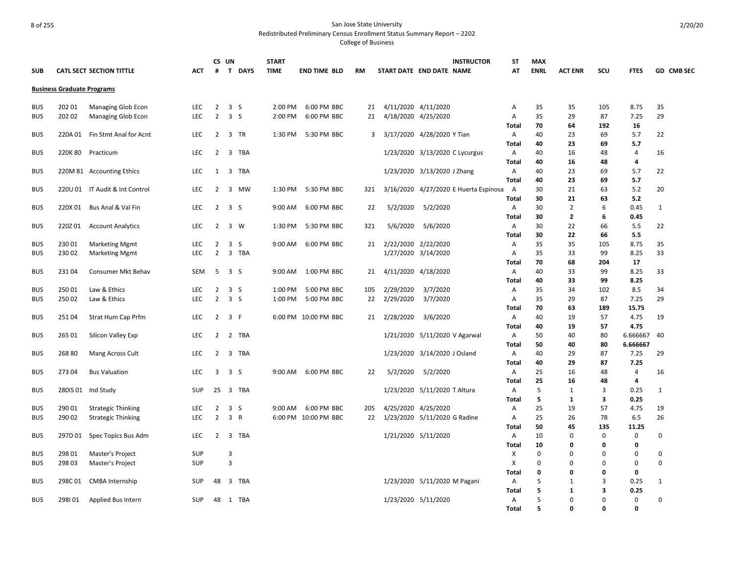San Jose State University
Redistributed Preliminary Census Enrollment Status Summary Report – 2202
College of Business

## Business Graduate Programs

| SUB | CATL SECT | SECTION TITTLE | ACT | CS # | UN T | DAYS | START TIME | END TIME | BLD | RM | START DATE | END DATE | INSTRUCTOR NAME | ST AT | MAX ENRL | ACT ENR | SCU | FTES | GD | CMB SEC |
|---|---|---|---|---|---|---|---|---|---|---|---|---|---|---|---|---|---|---|---|---|
| BUS | 202 01 | Managing Glob Econ | LEC | 2 | 3 | S | 2:00 PM | 6:00 PM | BBC | 21 | 4/11/2020 | 4/11/2020 | | A | 35 | 35 | 105 | 8.75 | 35 | |
| BUS | 202 02 | Managing Glob Econ | LEC | 2 | 3 | S | 2:00 PM | 6:00 PM | BBC | 21 | 4/18/2020 | 4/25/2020 | | A | 35 | 29 | 87 | 7.25 | 29 | |
| | | | | | | | | | | | | | | **Total** | **70** | **64** | **192** | **16** | | |
| BUS | 220A 01 | Fin Stmt Anal for Acnt | LEC | 2 | 3 | TR | 1:30 PM | 5:30 PM | BBC | 3 | 3/17/2020 | 4/28/2020 | Y Tian | A | 40 | 23 | 69 | 5.7 | 22 | |
| | | | | | | | | | | | | | | **Total** | **40** | **23** | **69** | **5.7** | | |
| BUS | 220K 80 | Practicum | LEC | 2 | 3 | TBA | | | | | 1/23/2020 | 3/13/2020 | C Lycurgus | A | 40 | 16 | 48 | 4 | 16 | |
| | | | | | | | | | | | | | | **Total** | **40** | **16** | **48** | **4** | | |
| BUS | 220M 81 | Accounting Ethics | LEC | 1 | 3 | TBA | | | | | 1/23/2020 | 3/13/2020 | J Zhang | A | 40 | 23 | 69 | 5.7 | 22 | |
| | | | | | | | | | | | | | | **Total** | **40** | **23** | **69** | **5.7** | | |
| BUS | 220U 01 | IT Audit & Int Control | LEC | 2 | 3 | MW | 1:30 PM | 5:30 PM | BBC | 321 | 3/16/2020 | 4/27/2020 | E Huerta Espinosa | A | 30 | 21 | 63 | 5.2 | 20 | |
| | | | | | | | | | | | | | | **Total** | **30** | **21** | **63** | **5.2** | | |
| BUS | 220X 01 | Bus Anal & Val Fin | LEC | 2 | 3 | S | 9:00 AM | 6:00 PM | BBC | 22 | 5/2/2020 | 5/2/2020 | | A | 30 | 2 | 6 | 0.45 | 1 | |
| | | | | | | | | | | | | | | **Total** | **30** | **2** | **6** | **0.45** | | |
| BUS | 220Z 01 | Account Analytics | LEC | 2 | 3 | W | 1:30 PM | 5:30 PM | BBC | 321 | 5/6/2020 | 5/6/2020 | | A | 30 | 22 | 66 | 5.5 | 22 | |
| | | | | | | | | | | | | | | **Total** | **30** | **22** | **66** | **5.5** | | |
| BUS | 230 01 | Marketing Mgmt | LEC | 2 | 3 | S | 9:00 AM | 6:00 PM | BBC | 21 | 2/22/2020 | 2/22/2020 | | A | 35 | 35 | 105 | 8.75 | 35 | |
| BUS | 230 02 | Marketing Mgmt | LEC | 2 | 3 | TBA | | | | | 1/27/2020 | 3/14/2020 | | A | 35 | 33 | 99 | 8.25 | 33 | |
| | | | | | | | | | | | | | | **Total** | **70** | **68** | **204** | **17** | | |
| BUS | 231 04 | Consumer Mkt Behav | SEM | 5 | 3 | S | 9:00 AM | 1:00 PM | BBC | 21 | 4/11/2020 | 4/18/2020 | | A | 40 | 33 | 99 | 8.25 | 33 | |
| | | | | | | | | | | | | | | **Total** | **40** | **33** | **99** | **8.25** | | |
| BUS | 250 01 | Law & Ethics | LEC | 2 | 3 | S | 1:00 PM | 5:00 PM | BBC | 105 | 2/29/2020 | 3/7/2020 | | A | 35 | 34 | 102 | 8.5 | 34 | |
| BUS | 250 02 | Law & Ethics | LEC | 2 | 3 | S | 1:00 PM | 5:00 PM | BBC | 22 | 2/29/2020 | 3/7/2020 | | A | 35 | 29 | 87 | 7.25 | 29 | |
| | | | | | | | | | | | | | | **Total** | **70** | **63** | **189** | **15.75** | | |
| BUS | 251 04 | Strat Hum Cap Prfm | LEC | 2 | 3 | F | 6:00 PM | 10:00 PM | BBC | 21 | 2/28/2020 | 3/6/2020 | | A | 40 | 19 | 57 | 4.75 | 19 | |
| | | | | | | | | | | | | | | **Total** | **40** | **19** | **57** | **4.75** | | |
| BUS | 265 01 | Silicon Valley Exp | LEC | 2 | 2 | TBA | | | | | 1/21/2020 | 5/11/2020 | V Agarwal | A | 50 | 40 | 80 | 6.666667 | 40 | |
| | | | | | | | | | | | | | | **Total** | **50** | **40** | **80** | **6.666667** | | |
| BUS | 268 80 | Mang Across Cult | LEC | 2 | 3 | TBA | | | | | 1/23/2020 | 3/14/2020 | J Osland | A | 40 | 29 | 87 | 7.25 | 29 | |
| | | | | | | | | | | | | | | **Total** | **40** | **29** | **87** | **7.25** | | |
| BUS | 273 04 | Bus Valuation | LEC | 3 | 3 | S | 9:00 AM | 6:00 PM | BBC | 22 | 5/2/2020 | 5/2/2020 | | A | 25 | 16 | 48 | 4 | 16 | |
| | | | | | | | | | | | | | | **Total** | **25** | **16** | **48** | **4** | | |
| BUS | 280IS 01 | Ind Study | SUP | 25 | 3 | TBA | | | | | 1/23/2020 | 5/11/2020 | T Altura | A | 5 | 1 | 3 | 0.25 | 1 | |
| | | | | | | | | | | | | | | **Total** | **5** | **1** | **3** | **0.25** | | |
| BUS | 290 01 | Strategic Thinking | LEC | 2 | 3 | S | 9:00 AM | 6:00 PM | BBC | 205 | 4/25/2020 | 4/25/2020 | | A | 25 | 19 | 57 | 4.75 | 19 | |
| BUS | 290 02 | Strategic Thinking | LEC | 2 | 3 | R | 6:00 PM | 10:00 PM | BBC | 22 | 1/23/2020 | 5/11/2020 | G Radine | A | 25 | 26 | 78 | 6.5 | 26 | |
| | | | | | | | | | | | | | | **Total** | **50** | **45** | **135** | **11.25** | | |
| BUS | 297D 01 | Spec Topics Bus Adm | LEC | 2 | 3 | TBA | | | | | 1/21/2020 | 5/11/2020 | | A | 10 | 0 | 0 | 0 | 0 | |
| | | | | | | | | | | | | | | **Total** | **10** | **0** | **0** | **0** | | |
| BUS | 298 01 | Master's Project | SUP | | 3 | | | | | | | | | X | 0 | 0 | 0 | 0 | 0 | |
| BUS | 298 03 | Master's Project | SUP | | 3 | | | | | | | | | X | 0 | 0 | 0 | 0 | 0 | |
| | | | | | | | | | | | | | | **Total** | **0** | **0** | **0** | **0** | | |
| BUS | 298C 01 | CMBA Internship | SUP | 48 | 3 | TBA | | | | | 1/23/2020 | 5/11/2020 | M Pagani | A | 5 | 1 | 3 | 0.25 | 1 | |
| | | | | | | | | | | | | | | **Total** | **5** | **1** | **3** | **0.25** | | |
| BUS | 298I 01 | Applied Bus Intern | SUP | 48 | 1 | TBA | | | | | 1/23/2020 | 5/11/2020 | | A | 5 | 0 | 0 | 0 | 0 | |
| | | | | | | | | | | | | | | **Total** | **5** | **0** | **0** | **0** | | |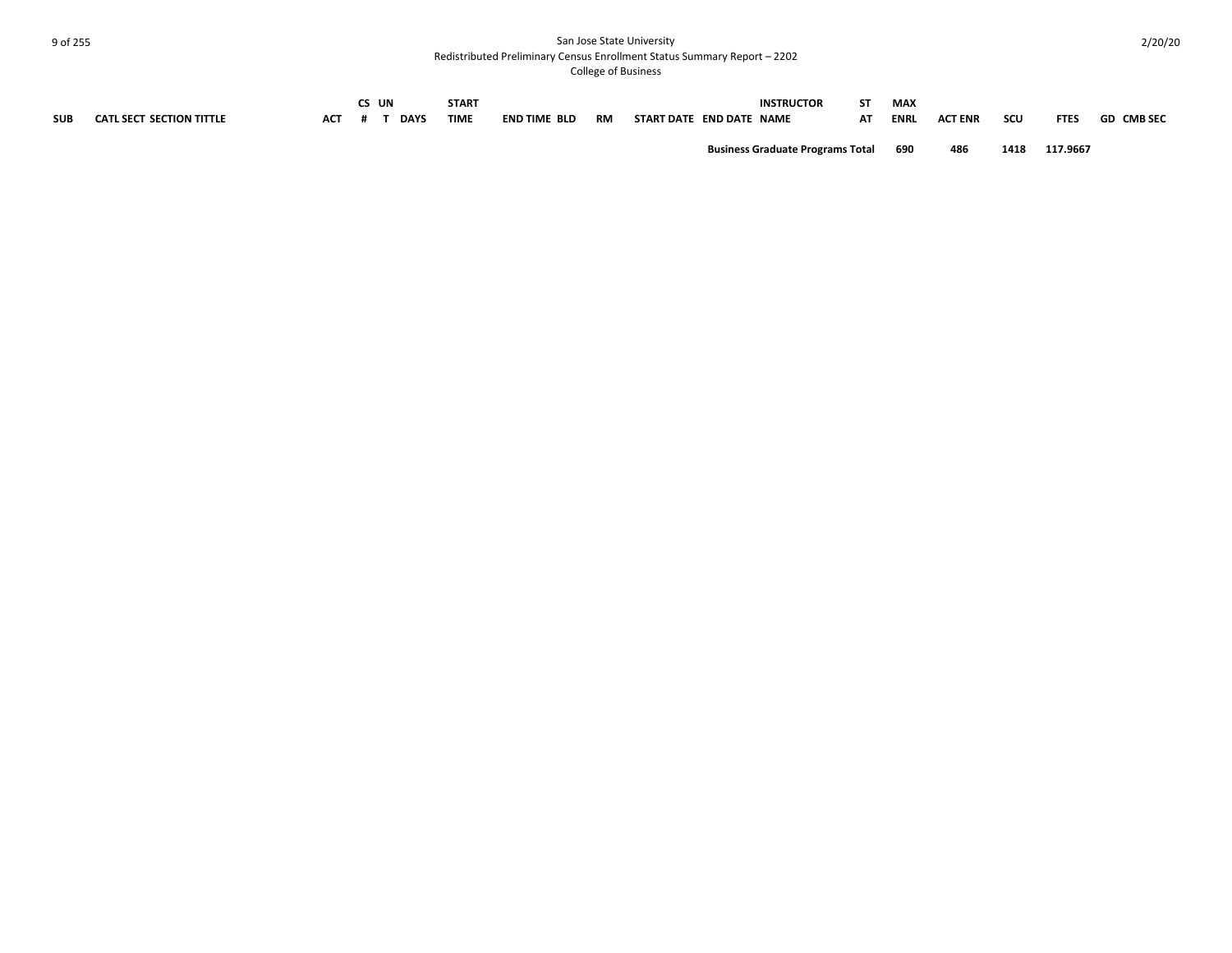| SUB | CATL SECT SECTION TITTLE | ACT | CS # | UNT | DAYS | START TIME | END TIME | BLD | RM | START DATE | END DATE | INSTRUCTOR NAME | STAT | MAX ENRL | ACT ENR | SCU | FTES | GD | CMB SEC |
|---|---|---|---|---|---|---|---|---|---|---|---|---|---|---|---|---|---|---|---|
| | | | | | | | | | | | | **Business Graduate Programs Total** | | **690** | **486** | **1418** | **117.9667** | | |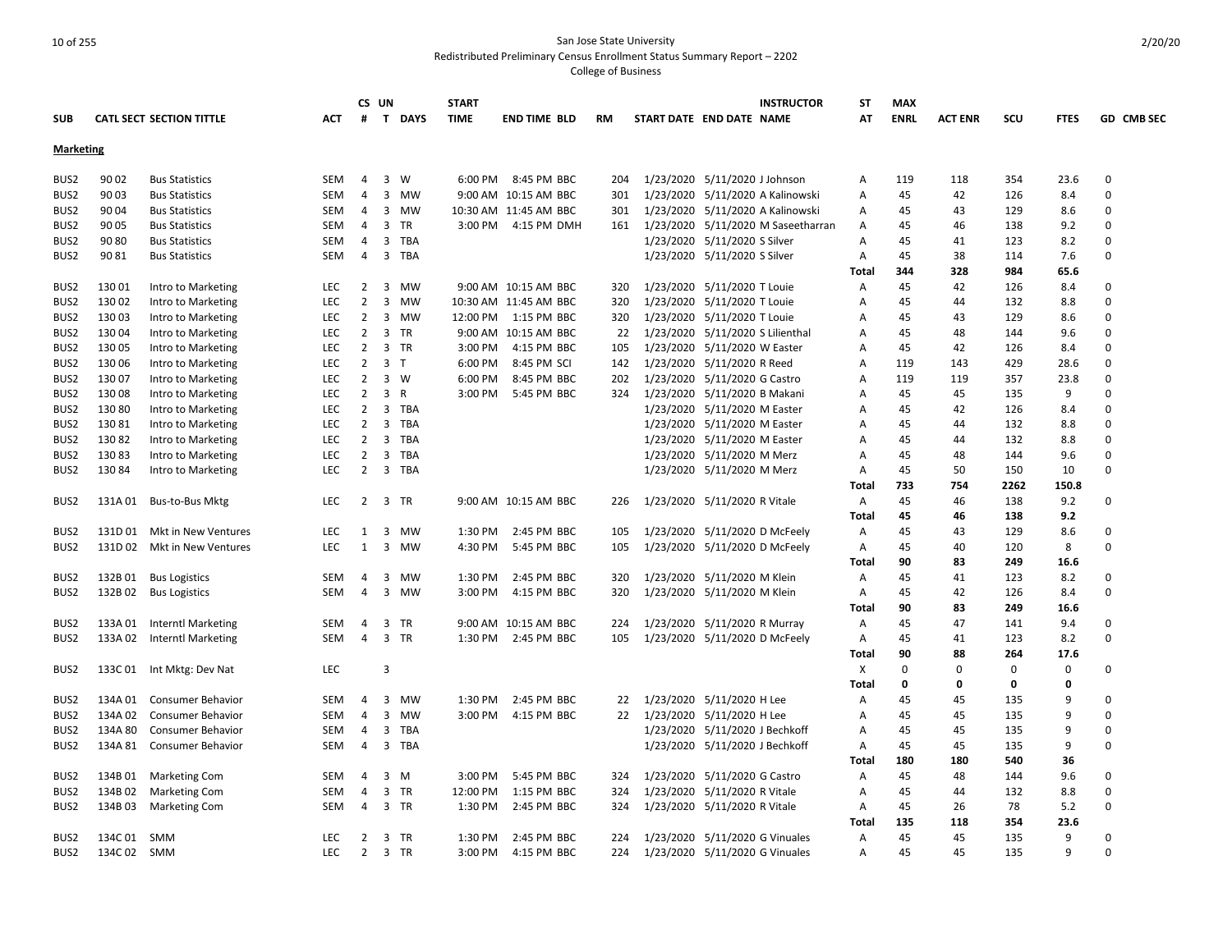San Jose State University
Redistributed Preliminary Census Enrollment Status Summary Report – 2202
College of Business

| SUB | CATL SECT | SECTION TITTLE | ACT | CS # | UN T | DAYS | START TIME | END TIME | BLD | RM | START DATE | END DATE | INSTRUCTOR NAME | ST AT | MAX ENRL | ACT ENR | SCU | FTES | GD | CMB SEC |
|---|---|---|---|---|---|---|---|---|---|---|---|---|---|---|---|---|---|---|---|---|
| **Marketing** | | | | | | | | | | | | | | | | | | | | |
| BUS2 | 90 02 | Bus Statistics | SEM | 4 | 3 | W | 6:00 PM | 8:45 PM | BBC | 204 | 1/23/2020 | 5/11/2020 | J Johnson | A | 119 | 118 | 354 | 23.6 | 0 | |
| BUS2 | 90 03 | Bus Statistics | SEM | 4 | 3 | MW | 9:00 AM | 10:15 AM | BBC | 301 | 1/23/2020 | 5/11/2020 | A Kalinowski | A | 45 | 42 | 126 | 8.4 | 0 | |
| BUS2 | 90 04 | Bus Statistics | SEM | 4 | 3 | MW | 10:30 AM | 11:45 AM | BBC | 301 | 1/23/2020 | 5/11/2020 | A Kalinowski | A | 45 | 43 | 129 | 8.6 | 0 | |
| BUS2 | 90 05 | Bus Statistics | SEM | 4 | 3 | TR | 3:00 PM | 4:15 PM | DMH | 161 | 1/23/2020 | 5/11/2020 | M Saseetharran | A | 45 | 46 | 138 | 9.2 | 0 | |
| BUS2 | 90 80 | Bus Statistics | SEM | 4 | 3 | TBA | | | | | 1/23/2020 | 5/11/2020 | S Silver | A | 45 | 41 | 123 | 8.2 | 0 | |
| BUS2 | 90 81 | Bus Statistics | SEM | 4 | 3 | TBA | | | | | 1/23/2020 | 5/11/2020 | S Silver | A | 45 | 38 | 114 | 7.6 | 0 | |
| | | | | | | | | | | | | | | **Total** | **344** | **328** | **984** | **65.6** | | |
| BUS2 | 130 01 | Intro to Marketing | LEC | 2 | 3 | MW | 9:00 AM | 10:15 AM | BBC | 320 | 1/23/2020 | 5/11/2020 | T Louie | A | 45 | 42 | 126 | 8.4 | 0 | |
| BUS2 | 130 02 | Intro to Marketing | LEC | 2 | 3 | MW | 10:30 AM | 11:45 AM | BBC | 320 | 1/23/2020 | 5/11/2020 | T Louie | A | 45 | 44 | 132 | 8.8 | 0 | |
| BUS2 | 130 03 | Intro to Marketing | LEC | 2 | 3 | MW | 12:00 PM | 1:15 PM | BBC | 320 | 1/23/2020 | 5/11/2020 | T Louie | A | 45 | 43 | 129 | 8.6 | 0 | |
| BUS2 | 130 04 | Intro to Marketing | LEC | 2 | 3 | TR | 9:00 AM | 10:15 AM | BBC | 22 | 1/23/2020 | 5/11/2020 | S Lilienthal | A | 45 | 48 | 144 | 9.6 | 0 | |
| BUS2 | 130 05 | Intro to Marketing | LEC | 2 | 3 | TR | 3:00 PM | 4:15 PM | BBC | 105 | 1/23/2020 | 5/11/2020 | W Easter | A | 45 | 42 | 126 | 8.4 | 0 | |
| BUS2 | 130 06 | Intro to Marketing | LEC | 2 | 3 | T | 6:00 PM | 8:45 PM | SCI | 142 | 1/23/2020 | 5/11/2020 | R Reed | A | 119 | 143 | 429 | 28.6 | 0 | |
| BUS2 | 130 07 | Intro to Marketing | LEC | 2 | 3 | W | 6:00 PM | 8:45 PM | BBC | 202 | 1/23/2020 | 5/11/2020 | G Castro | A | 119 | 119 | 357 | 23.8 | 0 | |
| BUS2 | 130 08 | Intro to Marketing | LEC | 2 | 3 | R | 3:00 PM | 5:45 PM | BBC | 324 | 1/23/2020 | 5/11/2020 | B Makani | A | 45 | 45 | 135 | 9 | 0 | |
| BUS2 | 130 80 | Intro to Marketing | LEC | 2 | 3 | TBA | | | | | 1/23/2020 | 5/11/2020 | M Easter | A | 45 | 42 | 126 | 8.4 | 0 | |
| BUS2 | 130 81 | Intro to Marketing | LEC | 2 | 3 | TBA | | | | | 1/23/2020 | 5/11/2020 | M Easter | A | 45 | 44 | 132 | 8.8 | 0 | |
| BUS2 | 130 82 | Intro to Marketing | LEC | 2 | 3 | TBA | | | | | 1/23/2020 | 5/11/2020 | M Easter | A | 45 | 44 | 132 | 8.8 | 0 | |
| BUS2 | 130 83 | Intro to Marketing | LEC | 2 | 3 | TBA | | | | | 1/23/2020 | 5/11/2020 | M Merz | A | 45 | 48 | 144 | 9.6 | 0 | |
| BUS2 | 130 84 | Intro to Marketing | LEC | 2 | 3 | TBA | | | | | 1/23/2020 | 5/11/2020 | M Merz | A | 45 | 50 | 150 | 10 | 0 | |
| | | | | | | | | | | | | | | **Total** | **733** | **754** | **2262** | **150.8** | | |
| BUS2 | 131A 01 | Bus-to-Bus Mktg | LEC | 2 | 3 | TR | 9:00 AM | 10:15 AM | BBC | 226 | 1/23/2020 | 5/11/2020 | R Vitale | A | 45 | 46 | 138 | 9.2 | 0 | |
| | | | | | | | | | | | | | | **Total** | **45** | **46** | **138** | **9.2** | | |
| BUS2 | 131D 01 | Mkt in New Ventures | LEC | 1 | 3 | MW | 1:30 PM | 2:45 PM | BBC | 105 | 1/23/2020 | 5/11/2020 | D McFeely | A | 45 | 43 | 129 | 8.6 | 0 | |
| BUS2 | 131D 02 | Mkt in New Ventures | LEC | 1 | 3 | MW | 4:30 PM | 5:45 PM | BBC | 105 | 1/23/2020 | 5/11/2020 | D McFeely | A | 45 | 40 | 120 | 8 | 0 | |
| | | | | | | | | | | | | | | **Total** | **90** | **83** | **249** | **16.6** | | |
| BUS2 | 132B 01 | Bus Logistics | SEM | 4 | 3 | MW | 1:30 PM | 2:45 PM | BBC | 320 | 1/23/2020 | 5/11/2020 | M Klein | A | 45 | 41 | 123 | 8.2 | 0 | |
| BUS2 | 132B 02 | Bus Logistics | SEM | 4 | 3 | MW | 3:00 PM | 4:15 PM | BBC | 320 | 1/23/2020 | 5/11/2020 | M Klein | A | 45 | 42 | 126 | 8.4 | 0 | |
| | | | | | | | | | | | | | | **Total** | **90** | **83** | **249** | **16.6** | | |
| BUS2 | 133A 01 | Interntl Marketing | SEM | 4 | 3 | TR | 9:00 AM | 10:15 AM | BBC | 224 | 1/23/2020 | 5/11/2020 | R Murray | A | 45 | 47 | 141 | 9.4 | 0 | |
| BUS2 | 133A 02 | Interntl Marketing | SEM | 4 | 3 | TR | 1:30 PM | 2:45 PM | BBC | 105 | 1/23/2020 | 5/11/2020 | D McFeely | A | 45 | 41 | 123 | 8.2 | 0 | |
| | | | | | | | | | | | | | | **Total** | **90** | **88** | **264** | **17.6** | | |
| BUS2 | 133C 01 | Int Mktg: Dev Nat | LEC | | 3 | | | | | | | | | X | 0 | 0 | 0 | 0 | 0 | |
| | | | | | | | | | | | | | | **Total** | **0** | **0** | **0** | **0** | | |
| BUS2 | 134A 01 | Consumer Behavior | SEM | 4 | 3 | MW | 1:30 PM | 2:45 PM | BBC | 22 | 1/23/2020 | 5/11/2020 | H Lee | A | 45 | 45 | 135 | 9 | 0 | |
| BUS2 | 134A 02 | Consumer Behavior | SEM | 4 | 3 | MW | 3:00 PM | 4:15 PM | BBC | 22 | 1/23/2020 | 5/11/2020 | H Lee | A | 45 | 45 | 135 | 9 | 0 | |
| BUS2 | 134A 80 | Consumer Behavior | SEM | 4 | 3 | TBA | | | | | 1/23/2020 | 5/11/2020 | J Bechkoff | A | 45 | 45 | 135 | 9 | 0 | |
| BUS2 | 134A 81 | Consumer Behavior | SEM | 4 | 3 | TBA | | | | | 1/23/2020 | 5/11/2020 | J Bechkoff | A | 45 | 45 | 135 | 9 | 0 | |
| | | | | | | | | | | | | | | **Total** | **180** | **180** | **540** | **36** | | |
| BUS2 | 134B 01 | Marketing Com | SEM | 4 | 3 | M | 3:00 PM | 5:45 PM | BBC | 324 | 1/23/2020 | 5/11/2020 | G Castro | A | 45 | 48 | 144 | 9.6 | 0 | |
| BUS2 | 134B 02 | Marketing Com | SEM | 4 | 3 | TR | 12:00 PM | 1:15 PM | BBC | 324 | 1/23/2020 | 5/11/2020 | R Vitale | A | 45 | 44 | 132 | 8.8 | 0 | |
| BUS2 | 134B 03 | Marketing Com | SEM | 4 | 3 | TR | 1:30 PM | 2:45 PM | BBC | 324 | 1/23/2020 | 5/11/2020 | R Vitale | A | 45 | 26 | 78 | 5.2 | 0 | |
| | | | | | | | | | | | | | | **Total** | **135** | **118** | **354** | **23.6** | | |
| BUS2 | 134C 01 | SMM | LEC | 2 | 3 | TR | 1:30 PM | 2:45 PM | BBC | 224 | 1/23/2020 | 5/11/2020 | G Vinuales | A | 45 | 45 | 135 | 9 | 0 | |
| BUS2 | 134C 02 | SMM | LEC | 2 | 3 | TR | 3:00 PM | 4:15 PM | BBC | 224 | 1/23/2020 | 5/11/2020 | G Vinuales | A | 45 | 45 | 135 | 9 | 0 | |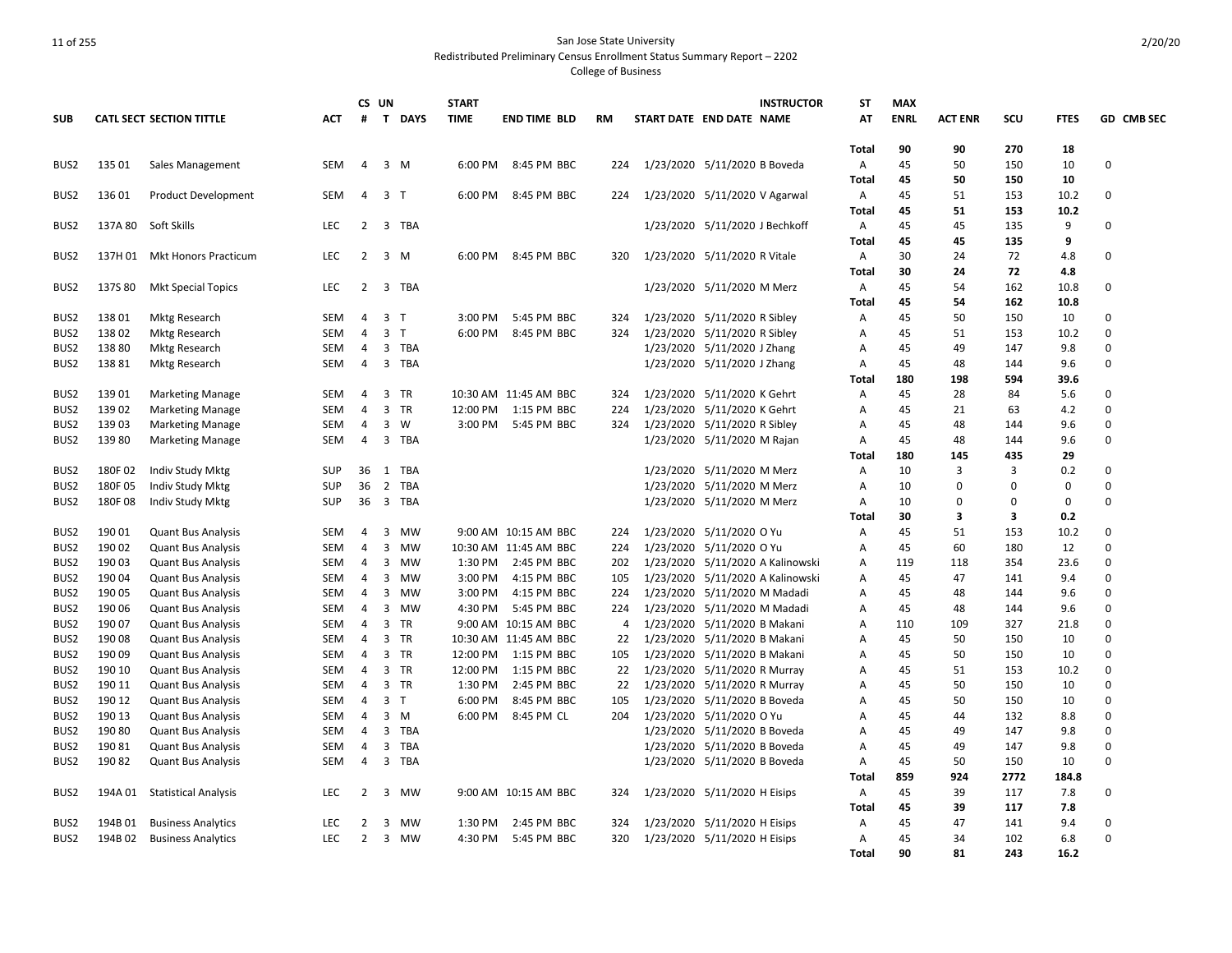San Jose State University
Redistributed Preliminary Census Enrollment Status Summary Report – 2202
College of Business

| SUB | CATL | SECT | SECTION TITTLE | ACT | CS # | UN T | DAYS | START TIME | END TIME | BLD | RM | START DATE | END DATE | INSTRUCTOR NAME | ST AT | MAX ENRL | ACT ENR | SCU | FTES | GD | CMB SEC |
|---|---|---|---|---|---|---|---|---|---|---|---|---|---|---|---|---|---|---|---|---|---|
| | | | | | | | | | | | | | | | **Total** | **90** | **90** | **270** | **18** | | |
| BUS2 | 135 | 01 | Sales Management | SEM | 4 | 3 | M | 6:00 PM | 8:45 PM | BBC | 224 | 1/23/2020 | 5/11/2020 | B Boveda | A | 45 | 50 | 150 | 10 | 0 | |
| | | | | | | | | | | | | | | | **Total** | **45** | **50** | **150** | **10** | | |
| BUS2 | 136 | 01 | Product Development | SEM | 4 | 3 | T | 6:00 PM | 8:45 PM | BBC | 224 | 1/23/2020 | 5/11/2020 | V Agarwal | A | 45 | 51 | 153 | 10.2 | 0 | |
| | | | | | | | | | | | | | | | **Total** | **45** | **51** | **153** | **10.2** | | |
| BUS2 | 137A | 80 | Soft Skills | LEC | 2 | 3 | TBA | | | | | 1/23/2020 | 5/11/2020 | J Bechkoff | A | 45 | 45 | 135 | 9 | 0 | |
| | | | | | | | | | | | | | | | **Total** | **45** | **45** | **135** | **9** | | |
| BUS2 | 137H | 01 | Mkt Honors Practicum | LEC | 2 | 3 | M | 6:00 PM | 8:45 PM | BBC | 320 | 1/23/2020 | 5/11/2020 | R Vitale | A | 30 | 24 | 72 | 4.8 | 0 | |
| | | | | | | | | | | | | | | | **Total** | **30** | **24** | **72** | **4.8** | | |
| BUS2 | 137S | 80 | Mkt Special Topics | LEC | 2 | 3 | TBA | | | | | 1/23/2020 | 5/11/2020 | M Merz | A | 45 | 54 | 162 | 10.8 | 0 | |
| | | | | | | | | | | | | | | | **Total** | **45** | **54** | **162** | **10.8** | | |
| BUS2 | 138 | 01 | Mktg Research | SEM | 4 | 3 | T | 3:00 PM | 5:45 PM | BBC | 324 | 1/23/2020 | 5/11/2020 | R Sibley | A | 45 | 50 | 150 | 10 | 0 | |
| BUS2 | 138 | 02 | Mktg Research | SEM | 4 | 3 | T | 6:00 PM | 8:45 PM | BBC | 324 | 1/23/2020 | 5/11/2020 | R Sibley | A | 45 | 51 | 153 | 10.2 | 0 | |
| BUS2 | 138 | 80 | Mktg Research | SEM | 4 | 3 | TBA | | | | | 1/23/2020 | 5/11/2020 | J Zhang | A | 45 | 49 | 147 | 9.8 | 0 | |
| BUS2 | 138 | 81 | Mktg Research | SEM | 4 | 3 | TBA | | | | | 1/23/2020 | 5/11/2020 | J Zhang | A | 45 | 48 | 144 | 9.6 | 0 | |
| | | | | | | | | | | | | | | | **Total** | **180** | **198** | **594** | **39.6** | | |
| BUS2 | 139 | 01 | Marketing Manage | SEM | 4 | 3 | TR | 10:30 AM | 11:45 AM | BBC | 324 | 1/23/2020 | 5/11/2020 | K Gehrt | A | 45 | 28 | 84 | 5.6 | 0 | |
| BUS2 | 139 | 02 | Marketing Manage | SEM | 4 | 3 | TR | 12:00 PM | 1:15 PM | BBC | 224 | 1/23/2020 | 5/11/2020 | K Gehrt | A | 45 | 21 | 63 | 4.2 | 0 | |
| BUS2 | 139 | 03 | Marketing Manage | SEM | 4 | 3 | W | 3:00 PM | 5:45 PM | BBC | 324 | 1/23/2020 | 5/11/2020 | R Sibley | A | 45 | 48 | 144 | 9.6 | 0 | |
| BUS2 | 139 | 80 | Marketing Manage | SEM | 4 | 3 | TBA | | | | | 1/23/2020 | 5/11/2020 | M Rajan | A | 45 | 48 | 144 | 9.6 | 0 | |
| | | | | | | | | | | | | | | | **Total** | **180** | **145** | **435** | **29** | | |
| BUS2 | 180F | 02 | Indiv Study Mktg | SUP | 36 | 1 | TBA | | | | | 1/23/2020 | 5/11/2020 | M Merz | A | 10 | 3 | 3 | 0.2 | 0 | |
| BUS2 | 180F | 05 | Indiv Study Mktg | SUP | 36 | 2 | TBA | | | | | 1/23/2020 | 5/11/2020 | M Merz | A | 10 | 0 | 0 | 0 | 0 | |
| BUS2 | 180F | 08 | Indiv Study Mktg | SUP | 36 | 3 | TBA | | | | | 1/23/2020 | 5/11/2020 | M Merz | A | 10 | 0 | 0 | 0 | 0 | |
| | | | | | | | | | | | | | | | **Total** | **30** | **3** | **3** | **0.2** | | |
| BUS2 | 190 | 01 | Quant Bus Analysis | SEM | 4 | 3 | MW | 9:00 AM | 10:15 AM | BBC | 224 | 1/23/2020 | 5/11/2020 | O Yu | A | 45 | 51 | 153 | 10.2 | 0 | |
| BUS2 | 190 | 02 | Quant Bus Analysis | SEM | 4 | 3 | MW | 10:30 AM | 11:45 AM | BBC | 224 | 1/23/2020 | 5/11/2020 | O Yu | A | 45 | 60 | 180 | 12 | 0 | |
| BUS2 | 190 | 03 | Quant Bus Analysis | SEM | 4 | 3 | MW | 1:30 PM | 2:45 PM | BBC | 202 | 1/23/2020 | 5/11/2020 | A Kalinowski | A | 119 | 118 | 354 | 23.6 | 0 | |
| BUS2 | 190 | 04 | Quant Bus Analysis | SEM | 4 | 3 | MW | 3:00 PM | 4:15 PM | BBC | 105 | 1/23/2020 | 5/11/2020 | A Kalinowski | A | 45 | 47 | 141 | 9.4 | 0 | |
| BUS2 | 190 | 05 | Quant Bus Analysis | SEM | 4 | 3 | MW | 3:00 PM | 4:15 PM | BBC | 224 | 1/23/2020 | 5/11/2020 | M Madadi | A | 45 | 48 | 144 | 9.6 | 0 | |
| BUS2 | 190 | 06 | Quant Bus Analysis | SEM | 4 | 3 | MW | 4:30 PM | 5:45 PM | BBC | 224 | 1/23/2020 | 5/11/2020 | M Madadi | A | 45 | 48 | 144 | 9.6 | 0 | |
| BUS2 | 190 | 07 | Quant Bus Analysis | SEM | 4 | 3 | TR | 9:00 AM | 10:15 AM | BBC | 4 | 1/23/2020 | 5/11/2020 | B Makani | A | 110 | 109 | 327 | 21.8 | 0 | |
| BUS2 | 190 | 08 | Quant Bus Analysis | SEM | 4 | 3 | TR | 10:30 AM | 11:45 AM | BBC | 22 | 1/23/2020 | 5/11/2020 | B Makani | A | 45 | 50 | 150 | 10 | 0 | |
| BUS2 | 190 | 09 | Quant Bus Analysis | SEM | 4 | 3 | TR | 12:00 PM | 1:15 PM | BBC | 105 | 1/23/2020 | 5/11/2020 | B Makani | A | 45 | 50 | 150 | 10 | 0 | |
| BUS2 | 190 | 10 | Quant Bus Analysis | SEM | 4 | 3 | TR | 12:00 PM | 1:15 PM | BBC | 22 | 1/23/2020 | 5/11/2020 | R Murray | A | 45 | 51 | 153 | 10.2 | 0 | |
| BUS2 | 190 | 11 | Quant Bus Analysis | SEM | 4 | 3 | TR | 1:30 PM | 2:45 PM | BBC | 22 | 1/23/2020 | 5/11/2020 | R Murray | A | 45 | 50 | 150 | 10 | 0 | |
| BUS2 | 190 | 12 | Quant Bus Analysis | SEM | 4 | 3 | T | 6:00 PM | 8:45 PM | BBC | 105 | 1/23/2020 | 5/11/2020 | B Boveda | A | 45 | 50 | 150 | 10 | 0 | |
| BUS2 | 190 | 13 | Quant Bus Analysis | SEM | 4 | 3 | M | 6:00 PM | 8:45 PM | CL | 204 | 1/23/2020 | 5/11/2020 | O Yu | A | 45 | 44 | 132 | 8.8 | 0 | |
| BUS2 | 190 | 80 | Quant Bus Analysis | SEM | 4 | 3 | TBA | | | | | 1/23/2020 | 5/11/2020 | B Boveda | A | 45 | 49 | 147 | 9.8 | 0 | |
| BUS2 | 190 | 81 | Quant Bus Analysis | SEM | 4 | 3 | TBA | | | | | 1/23/2020 | 5/11/2020 | B Boveda | A | 45 | 49 | 147 | 9.8 | 0 | |
| BUS2 | 190 | 82 | Quant Bus Analysis | SEM | 4 | 3 | TBA | | | | | 1/23/2020 | 5/11/2020 | B Boveda | A | 45 | 50 | 150 | 10 | 0 | |
| | | | | | | | | | | | | | | | **Total** | **859** | **924** | **2772** | **184.8** | | |
| BUS2 | 194A | 01 | Statistical Analysis | LEC | 2 | 3 | MW | 9:00 AM | 10:15 AM | BBC | 324 | 1/23/2020 | 5/11/2020 | H Eisips | A | 45 | 39 | 117 | 7.8 | 0 | |
| | | | | | | | | | | | | | | | **Total** | **45** | **39** | **117** | **7.8** | | |
| BUS2 | 194B | 01 | Business Analytics | LEC | 2 | 3 | MW | 1:30 PM | 2:45 PM | BBC | 324 | 1/23/2020 | 5/11/2020 | H Eisips | A | 45 | 47 | 141 | 9.4 | 0 | |
| BUS2 | 194B | 02 | Business Analytics | LEC | 2 | 3 | MW | 4:30 PM | 5:45 PM | BBC | 320 | 1/23/2020 | 5/11/2020 | H Eisips | A | 45 | 34 | 102 | 6.8 | 0 | |
| | | | | | | | | | | | | | | | **Total** | **90** | **81** | **243** | **16.2** | | |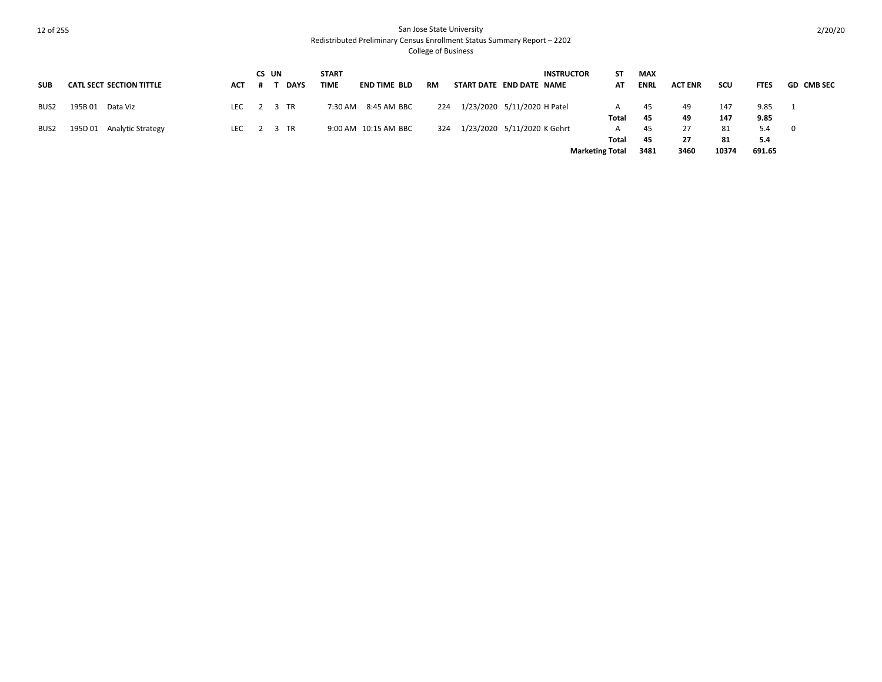San Jose State University
Redistributed Preliminary Census Enrollment Status Summary Report – 2202
College of Business

| SUB | CATL SECT | SECTION TITTLE | ACT | CS # | UNT | DAYS | START TIME | END TIME | BLD | RM | START DATE | END DATE | INSTRUCTOR NAME | STAT | MAX ENRL | ACT ENR | SCU | FTES | GD | CMB SEC |
|---|---|---|---|---|---|---|---|---|---|---|---|---|---|---|---|---|---|---|---|---|
| BUS2 | 195B 01 | Data Viz | LEC | 2 | 3 | TR | 7:30 AM | 8:45 AM | BBC | 224 | 1/23/2020 | 5/11/2020 | H Patel | A | 45 | 49 | 147 | 9.85 | 1 | |
| | | | | | | | | | | | | | | **Total** | **45** | **49** | **147** | **9.85** | | |
| BUS2 | 195D 01 | Analytic Strategy | LEC | 2 | 3 | TR | 9:00 AM | 10:15 AM | BBC | 324 | 1/23/2020 | 5/11/2020 | K Gehrt | A | 45 | 27 | 81 | 5.4 | 0 | |
| | | | | | | | | | | | | | | **Total** | **45** | **27** | **81** | **5.4** | | |
| | | | | | | | | | | | | | | **Marketing Total** | **3481** | **3460** | **10374** | **691.65** | | |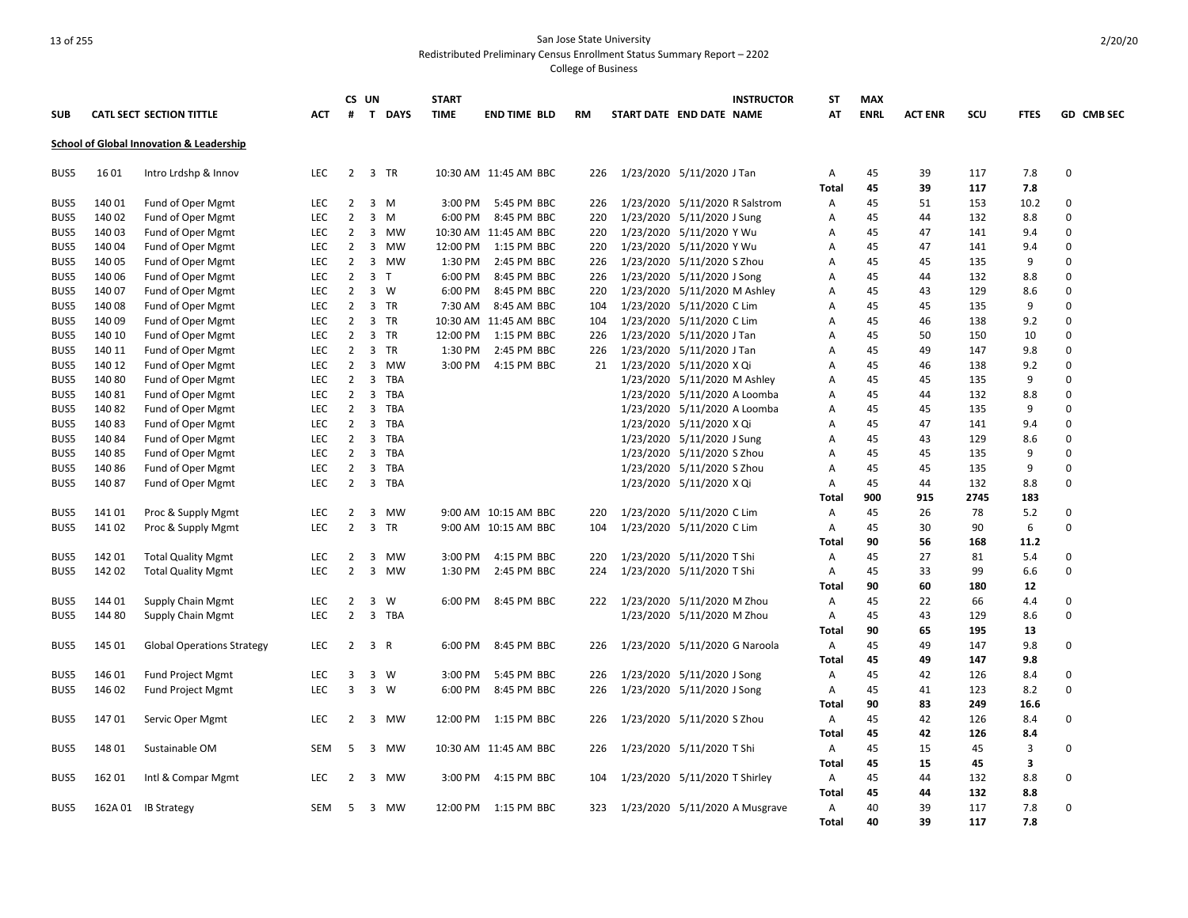San Jose State University
Redistributed Preliminary Census Enrollment Status Summary Report – 2202
College of Business

| SUB | CATL SECT | SECTION TITTLE | ACT | CS # | UN T | DAYS | START TIME | END TIME | BLD | RM | START DATE | END DATE | INSTRUCTOR NAME | ST AT | MAX ENRL | ACT ENR | SCU | FTES | GD | CMB SEC |
|---|---|---|---|---|---|---|---|---|---|---|---|---|---|---|---|---|---|---|---|---|
| **School of Global Innovation & Leadership** | | | | | | | | | | | | | | | | | | | | |
| BUS5 | 16 01 | Intro Lrdshp & Innov | LEC | 2 | 3 | TR | 10:30 AM | 11:45 AM | BBC | 226 | 1/23/2020 | 5/11/2020 | J Tan | A | 45 | 39 | 117 | 7.8 | 0 | |
| | | | | | | | | | | | | | | **Total** | **45** | **39** | **117** | **7.8** | | |
| BUS5 | 140 01 | Fund of Oper Mgmt | LEC | 2 | 3 | M | 3:00 PM | 5:45 PM | BBC | 226 | 1/23/2020 | 5/11/2020 | R Salstrom | A | 45 | 51 | 153 | 10.2 | 0 | |
| BUS5 | 140 02 | Fund of Oper Mgmt | LEC | 2 | 3 | M | 6:00 PM | 8:45 PM | BBC | 220 | 1/23/2020 | 5/11/2020 | J Sung | A | 45 | 44 | 132 | 8.8 | 0 | |
| BUS5 | 140 03 | Fund of Oper Mgmt | LEC | 2 | 3 | MW | 10:30 AM | 11:45 AM | BBC | 220 | 1/23/2020 | 5/11/2020 | Y Wu | A | 45 | 47 | 141 | 9.4 | 0 | |
| BUS5 | 140 04 | Fund of Oper Mgmt | LEC | 2 | 3 | MW | 12:00 PM | 1:15 PM | BBC | 220 | 1/23/2020 | 5/11/2020 | Y Wu | A | 45 | 47 | 141 | 9.4 | 0 | |
| BUS5 | 140 05 | Fund of Oper Mgmt | LEC | 2 | 3 | MW | 1:30 PM | 2:45 PM | BBC | 226 | 1/23/2020 | 5/11/2020 | S Zhou | A | 45 | 45 | 135 | 9 | 0 | |
| BUS5 | 140 06 | Fund of Oper Mgmt | LEC | 2 | 3 | T | 6:00 PM | 8:45 PM | BBC | 226 | 1/23/2020 | 5/11/2020 | J Song | A | 45 | 44 | 132 | 8.8 | 0 | |
| BUS5 | 140 07 | Fund of Oper Mgmt | LEC | 2 | 3 | W | 6:00 PM | 8:45 PM | BBC | 220 | 1/23/2020 | 5/11/2020 | M Ashley | A | 45 | 43 | 129 | 8.6 | 0 | |
| BUS5 | 140 08 | Fund of Oper Mgmt | LEC | 2 | 3 | TR | 7:30 AM | 8:45 AM | BBC | 104 | 1/23/2020 | 5/11/2020 | C Lim | A | 45 | 45 | 135 | 9 | 0 | |
| BUS5 | 140 09 | Fund of Oper Mgmt | LEC | 2 | 3 | TR | 10:30 AM | 11:45 AM | BBC | 104 | 1/23/2020 | 5/11/2020 | C Lim | A | 45 | 46 | 138 | 9.2 | 0 | |
| BUS5 | 140 10 | Fund of Oper Mgmt | LEC | 2 | 3 | TR | 12:00 PM | 1:15 PM | BBC | 226 | 1/23/2020 | 5/11/2020 | J Tan | A | 45 | 50 | 150 | 10 | 0 | |
| BUS5 | 140 11 | Fund of Oper Mgmt | LEC | 2 | 3 | TR | 1:30 PM | 2:45 PM | BBC | 226 | 1/23/2020 | 5/11/2020 | J Tan | A | 45 | 49 | 147 | 9.8 | 0 | |
| BUS5 | 140 12 | Fund of Oper Mgmt | LEC | 2 | 3 | MW | 3:00 PM | 4:15 PM | BBC | 21 | 1/23/2020 | 5/11/2020 | X Qi | A | 45 | 46 | 138 | 9.2 | 0 | |
| BUS5 | 140 80 | Fund of Oper Mgmt | LEC | 2 | 3 | TBA | | | | | 1/23/2020 | 5/11/2020 | M Ashley | A | 45 | 45 | 135 | 9 | 0 | |
| BUS5 | 140 81 | Fund of Oper Mgmt | LEC | 2 | 3 | TBA | | | | | 1/23/2020 | 5/11/2020 | A Loomba | A | 45 | 44 | 132 | 8.8 | 0 | |
| BUS5 | 140 82 | Fund of Oper Mgmt | LEC | 2 | 3 | TBA | | | | | 1/23/2020 | 5/11/2020 | A Loomba | A | 45 | 45 | 135 | 9 | 0 | |
| BUS5 | 140 83 | Fund of Oper Mgmt | LEC | 2 | 3 | TBA | | | | | 1/23/2020 | 5/11/2020 | X Qi | A | 45 | 47 | 141 | 9.4 | 0 | |
| BUS5 | 140 84 | Fund of Oper Mgmt | LEC | 2 | 3 | TBA | | | | | 1/23/2020 | 5/11/2020 | J Sung | A | 45 | 43 | 129 | 8.6 | 0 | |
| BUS5 | 140 85 | Fund of Oper Mgmt | LEC | 2 | 3 | TBA | | | | | 1/23/2020 | 5/11/2020 | S Zhou | A | 45 | 45 | 135 | 9 | 0 | |
| BUS5 | 140 86 | Fund of Oper Mgmt | LEC | 2 | 3 | TBA | | | | | 1/23/2020 | 5/11/2020 | S Zhou | A | 45 | 45 | 135 | 9 | 0 | |
| BUS5 | 140 87 | Fund of Oper Mgmt | LEC | 2 | 3 | TBA | | | | | 1/23/2020 | 5/11/2020 | X Qi | A | 45 | 44 | 132 | 8.8 | 0 | |
| | | | | | | | | | | | | | | **Total** | **900** | **915** | **2745** | **183** | | |
| BUS5 | 141 01 | Proc & Supply Mgmt | LEC | 2 | 3 | MW | 9:00 AM | 10:15 AM | BBC | 220 | 1/23/2020 | 5/11/2020 | C Lim | A | 45 | 26 | 78 | 5.2 | 0 | |
| BUS5 | 141 02 | Proc & Supply Mgmt | LEC | 2 | 3 | TR | 9:00 AM | 10:15 AM | BBC | 104 | 1/23/2020 | 5/11/2020 | C Lim | A | 45 | 30 | 90 | 6 | 0 | |
| | | | | | | | | | | | | | | **Total** | **90** | **56** | **168** | **11.2** | | |
| BUS5 | 142 01 | Total Quality Mgmt | LEC | 2 | 3 | MW | 3:00 PM | 4:15 PM | BBC | 220 | 1/23/2020 | 5/11/2020 | T Shi | A | 45 | 27 | 81 | 5.4 | 0 | |
| BUS5 | 142 02 | Total Quality Mgmt | LEC | 2 | 3 | MW | 1:30 PM | 2:45 PM | BBC | 224 | 1/23/2020 | 5/11/2020 | T Shi | A | 45 | 33 | 99 | 6.6 | 0 | |
| | | | | | | | | | | | | | | **Total** | **90** | **60** | **180** | **12** | | |
| BUS5 | 144 01 | Supply Chain Mgmt | LEC | 2 | 3 | W | 6:00 PM | 8:45 PM | BBC | 222 | 1/23/2020 | 5/11/2020 | M Zhou | A | 45 | 22 | 66 | 4.4 | 0 | |
| BUS5 | 144 80 | Supply Chain Mgmt | LEC | 2 | 3 | TBA | | | | | 1/23/2020 | 5/11/2020 | M Zhou | A | 45 | 43 | 129 | 8.6 | 0 | |
| | | | | | | | | | | | | | | **Total** | **90** | **65** | **195** | **13** | | |
| BUS5 | 145 01 | Global Operations Strategy | LEC | 2 | 3 | R | 6:00 PM | 8:45 PM | BBC | 226 | 1/23/2020 | 5/11/2020 | G Naroola | A | 45 | 49 | 147 | 9.8 | 0 | |
| | | | | | | | | | | | | | | **Total** | **45** | **49** | **147** | **9.8** | | |
| BUS5 | 146 01 | Fund Project Mgmt | LEC | 3 | 3 | W | 3:00 PM | 5:45 PM | BBC | 226 | 1/23/2020 | 5/11/2020 | J Song | A | 45 | 42 | 126 | 8.4 | 0 | |
| BUS5 | 146 02 | Fund Project Mgmt | LEC | 3 | 3 | W | 6:00 PM | 8:45 PM | BBC | 226 | 1/23/2020 | 5/11/2020 | J Song | A | 45 | 41 | 123 | 8.2 | 0 | |
| | | | | | | | | | | | | | | **Total** | **90** | **83** | **249** | **16.6** | | |
| BUS5 | 147 01 | Servic Oper Mgmt | LEC | 2 | 3 | MW | 12:00 PM | 1:15 PM | BBC | 226 | 1/23/2020 | 5/11/2020 | S Zhou | A | 45 | 42 | 126 | 8.4 | 0 | |
| | | | | | | | | | | | | | | **Total** | **45** | **42** | **126** | **8.4** | | |
| BUS5 | 148 01 | Sustainable OM | SEM | 5 | 3 | MW | 10:30 AM | 11:45 AM | BBC | 226 | 1/23/2020 | 5/11/2020 | T Shi | A | 45 | 15 | 45 | 3 | 0 | |
| | | | | | | | | | | | | | | **Total** | **45** | **15** | **45** | **3** | | |
| BUS5 | 162 01 | Intl & Compar Mgmt | LEC | 2 | 3 | MW | 3:00 PM | 4:15 PM | BBC | 104 | 1/23/2020 | 5/11/2020 | T Shirley | A | 45 | 44 | 132 | 8.8 | 0 | |
| | | | | | | | | | | | | | | **Total** | **45** | **44** | **132** | **8.8** | | |
| BUS5 | 162A 01 | IB Strategy | SEM | 5 | 3 | MW | 12:00 PM | 1:15 PM | BBC | 323 | 1/23/2020 | 5/11/2020 | A Musgrave | A | 40 | 39 | 117 | 7.8 | 0 | |
| | | | | | | | | | | | | | | **Total** | **40** | **39** | **117** | **7.8** | | |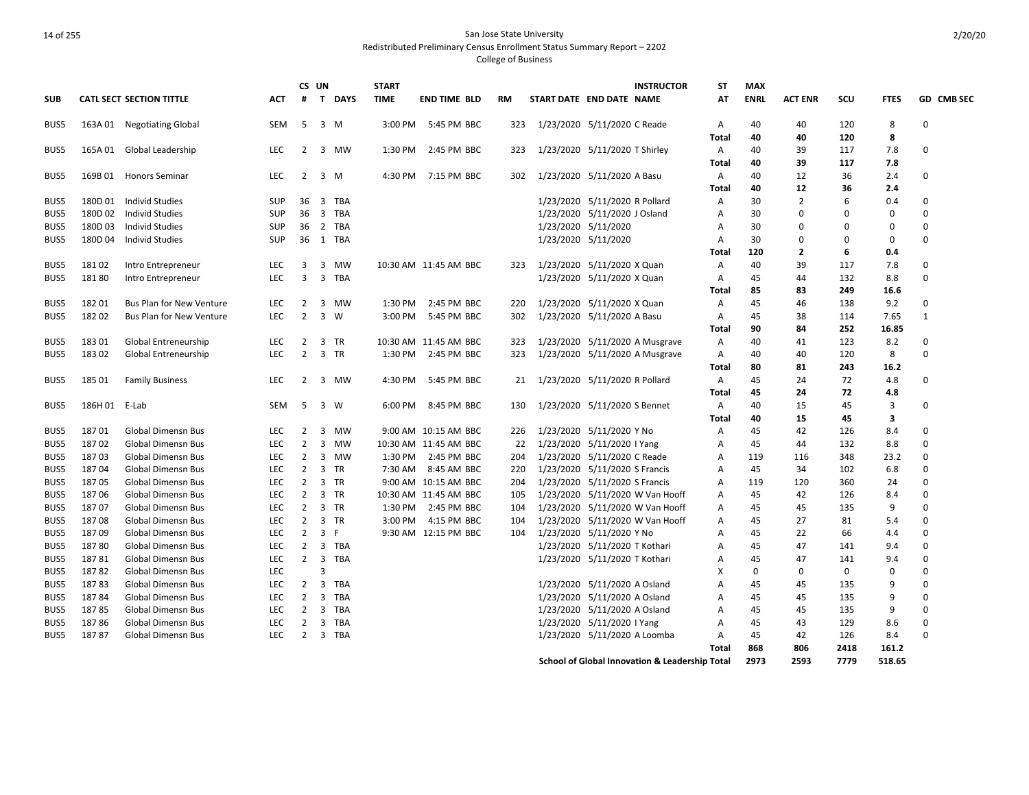San Jose State University
Redistributed Preliminary Census Enrollment Status Summary Report – 2202
College of Business

| SUB | CATL | SECT | SECTION TITTLE | ACT | CS # | UN T | DAYS | START TIME | END TIME | BLD | RM | START DATE | END DATE | INSTRUCTOR NAME | ST AT | MAX ENRL | ACT ENR | SCU | FTES | GD | CMB SEC |
|---|---|---|---|---|---|---|---|---|---|---|---|---|---|---|---|---|---|---|---|---|---|
| BUS5 | 163A | 01 | Negotiating Global | SEM | 5 | 3 | M | 3:00 PM | 5:45 PM | BBC | 323 | 1/23/2020 | 5/11/2020 | C Reade | A | 40 | 40 | 120 | 8 | 0 | |
| | | | | | | | | | | | | | | | **Total** | **40** | **40** | **120** | **8** | | |
| BUS5 | 165A | 01 | Global Leadership | LEC | 2 | 3 | MW | 1:30 PM | 2:45 PM | BBC | 323 | 1/23/2020 | 5/11/2020 | T Shirley | A | 40 | 39 | 117 | 7.8 | 0 | |
| | | | | | | | | | | | | | | | **Total** | **40** | **39** | **117** | **7.8** | | |
| BUS5 | 169B | 01 | Honors Seminar | LEC | 2 | 3 | M | 4:30 PM | 7:15 PM | BBC | 302 | 1/23/2020 | 5/11/2020 | A Basu | A | 40 | 12 | 36 | 2.4 | 0 | |
| | | | | | | | | | | | | | | | **Total** | **40** | **12** | **36** | **2.4** | | |
| BUS5 | 180D | 01 | Individ Studies | SUP | 36 | 3 | TBA | | | | | 1/23/2020 | 5/11/2020 | R Pollard | A | 30 | 2 | 6 | 0.4 | 0 | |
| BUS5 | 180D | 02 | Individ Studies | SUP | 36 | 3 | TBA | | | | | 1/23/2020 | 5/11/2020 | J Osland | A | 30 | 0 | 0 | 0 | 0 | |
| BUS5 | 180D | 03 | Individ Studies | SUP | 36 | 2 | TBA | | | | | 1/23/2020 | 5/11/2020 | | A | 30 | 0 | 0 | 0 | 0 | |
| BUS5 | 180D | 04 | Individ Studies | SUP | 36 | 1 | TBA | | | | | 1/23/2020 | 5/11/2020 | | A | 30 | 0 | 0 | 0 | 0 | |
| | | | | | | | | | | | | | | | **Total** | **120** | **2** | **6** | **0.4** | | |
| BUS5 | 181 | 02 | Intro Entrepreneur | LEC | 3 | 3 | MW | 10:30 AM | 11:45 AM | BBC | 323 | 1/23/2020 | 5/11/2020 | X Quan | A | 40 | 39 | 117 | 7.8 | 0 | |
| BUS5 | 181 | 80 | Intro Entrepreneur | LEC | 3 | 3 | TBA | | | | | 1/23/2020 | 5/11/2020 | X Quan | A | 45 | 44 | 132 | 8.8 | 0 | |
| | | | | | | | | | | | | | | | **Total** | **85** | **83** | **249** | **16.6** | | |
| BUS5 | 182 | 01 | Bus Plan for New Venture | LEC | 2 | 3 | MW | 1:30 PM | 2:45 PM | BBC | 220 | 1/23/2020 | 5/11/2020 | X Quan | A | 45 | 46 | 138 | 9.2 | 0 | |
| BUS5 | 182 | 02 | Bus Plan for New Venture | LEC | 2 | 3 | W | 3:00 PM | 5:45 PM | BBC | 302 | 1/23/2020 | 5/11/2020 | A Basu | A | 45 | 38 | 114 | 7.65 | 1 | |
| | | | | | | | | | | | | | | | **Total** | **90** | **84** | **252** | **16.85** | | |
| BUS5 | 183 | 01 | Global Entreneurship | LEC | 2 | 3 | TR | 10:30 AM | 11:45 AM | BBC | 323 | 1/23/2020 | 5/11/2020 | A Musgrave | A | 40 | 41 | 123 | 8.2 | 0 | |
| BUS5 | 183 | 02 | Global Entreneurship | LEC | 2 | 3 | TR | 1:30 PM | 2:45 PM | BBC | 323 | 1/23/2020 | 5/11/2020 | A Musgrave | A | 40 | 40 | 120 | 8 | 0 | |
| | | | | | | | | | | | | | | | **Total** | **80** | **81** | **243** | **16.2** | | |
| BUS5 | 185 | 01 | Family Business | LEC | 2 | 3 | MW | 4:30 PM | 5:45 PM | BBC | 21 | 1/23/2020 | 5/11/2020 | R Pollard | A | 45 | 24 | 72 | 4.8 | 0 | |
| | | | | | | | | | | | | | | | **Total** | **45** | **24** | **72** | **4.8** | | |
| BUS5 | 186H | 01 | E-Lab | SEM | 5 | 3 | W | 6:00 PM | 8:45 PM | BBC | 130 | 1/23/2020 | 5/11/2020 | S Bennet | A | 40 | 15 | 45 | 3 | 0 | |
| | | | | | | | | | | | | | | | **Total** | **40** | **15** | **45** | **3** | | |
| BUS5 | 187 | 01 | Global Dimensn Bus | LEC | 2 | 3 | MW | 9:00 AM | 10:15 AM | BBC | 226 | 1/23/2020 | 5/11/2020 | Y No | A | 45 | 42 | 126 | 8.4 | 0 | |
| BUS5 | 187 | 02 | Global Dimensn Bus | LEC | 2 | 3 | MW | 10:30 AM | 11:45 AM | BBC | 22 | 1/23/2020 | 5/11/2020 | I Yang | A | 45 | 44 | 132 | 8.8 | 0 | |
| BUS5 | 187 | 03 | Global Dimensn Bus | LEC | 2 | 3 | MW | 1:30 PM | 2:45 PM | BBC | 204 | 1/23/2020 | 5/11/2020 | C Reade | A | 119 | 116 | 348 | 23.2 | 0 | |
| BUS5 | 187 | 04 | Global Dimensn Bus | LEC | 2 | 3 | TR | 7:30 AM | 8:45 AM | BBC | 220 | 1/23/2020 | 5/11/2020 | S Francis | A | 45 | 34 | 102 | 6.8 | 0 | |
| BUS5 | 187 | 05 | Global Dimensn Bus | LEC | 2 | 3 | TR | 9:00 AM | 10:15 AM | BBC | 204 | 1/23/2020 | 5/11/2020 | S Francis | A | 119 | 120 | 360 | 24 | 0 | |
| BUS5 | 187 | 06 | Global Dimensn Bus | LEC | 2 | 3 | TR | 10:30 AM | 11:45 AM | BBC | 105 | 1/23/2020 | 5/11/2020 | W Van Hooff | A | 45 | 42 | 126 | 8.4 | 0 | |
| BUS5 | 187 | 07 | Global Dimensn Bus | LEC | 2 | 3 | TR | 1:30 PM | 2:45 PM | BBC | 104 | 1/23/2020 | 5/11/2020 | W Van Hooff | A | 45 | 45 | 135 | 9 | 0 | |
| BUS5 | 187 | 08 | Global Dimensn Bus | LEC | 2 | 3 | TR | 3:00 PM | 4:15 PM | BBC | 104 | 1/23/2020 | 5/11/2020 | W Van Hooff | A | 45 | 27 | 81 | 5.4 | 0 | |
| BUS5 | 187 | 09 | Global Dimensn Bus | LEC | 2 | 3 | F | 9:30 AM | 12:15 PM | BBC | 104 | 1/23/2020 | 5/11/2020 | Y No | A | 45 | 22 | 66 | 4.4 | 0 | |
| BUS5 | 187 | 80 | Global Dimensn Bus | LEC | 2 | 3 | TBA | | | | | 1/23/2020 | 5/11/2020 | T Kothari | A | 45 | 47 | 141 | 9.4 | 0 | |
| BUS5 | 187 | 81 | Global Dimensn Bus | LEC | 2 | 3 | TBA | | | | | 1/23/2020 | 5/11/2020 | T Kothari | A | 45 | 47 | 141 | 9.4 | 0 | |
| BUS5 | 187 | 82 | Global Dimensn Bus | LEC | | 3 | | | | | | | | | X | 0 | 0 | 0 | 0 | 0 | |
| BUS5 | 187 | 83 | Global Dimensn Bus | LEC | 2 | 3 | TBA | | | | | 1/23/2020 | 5/11/2020 | A Osland | A | 45 | 45 | 135 | 9 | 0 | |
| BUS5 | 187 | 84 | Global Dimensn Bus | LEC | 2 | 3 | TBA | | | | | 1/23/2020 | 5/11/2020 | A Osland | A | 45 | 45 | 135 | 9 | 0 | |
| BUS5 | 187 | 85 | Global Dimensn Bus | LEC | 2 | 3 | TBA | | | | | 1/23/2020 | 5/11/2020 | A Osland | A | 45 | 45 | 135 | 9 | 0 | |
| BUS5 | 187 | 86 | Global Dimensn Bus | LEC | 2 | 3 | TBA | | | | | 1/23/2020 | 5/11/2020 | I Yang | A | 45 | 43 | 129 | 8.6 | 0 | |
| BUS5 | 187 | 87 | Global Dimensn Bus | LEC | 2 | 3 | TBA | | | | | 1/23/2020 | 5/11/2020 | A Loomba | A | 45 | 42 | 126 | 8.4 | 0 | |
| | | | | | | | | | | | | | | | **Total** | **868** | **806** | **2418** | **161.2** | | |
| | | | | | | | | | | | | | | **School of Global Innovation & Leadership** | **Total** | **2973** | **2593** | **7779** | **518.65** | | |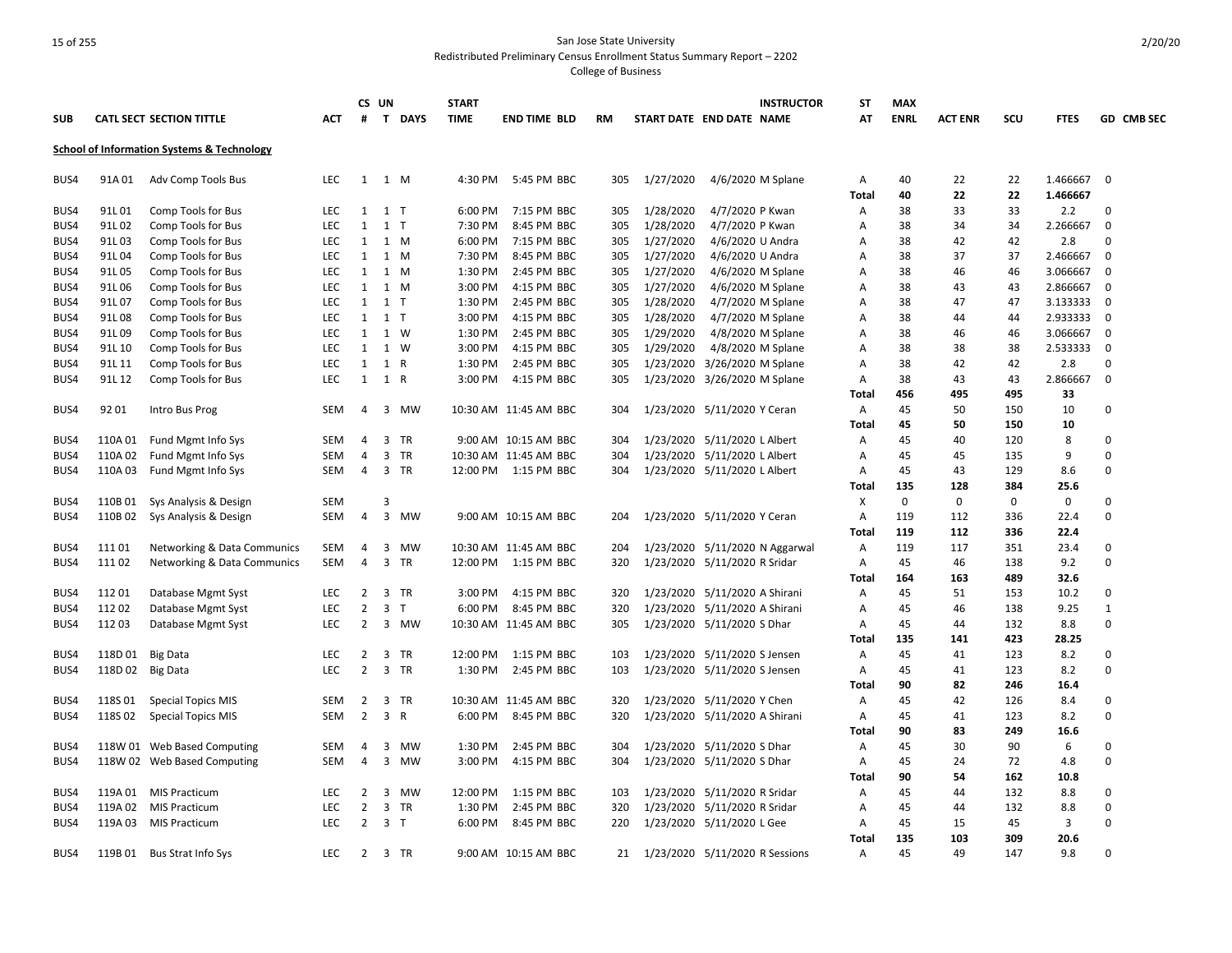San Jose State University
Redistributed Preliminary Census Enrollment Status Summary Report – 2202
College of Business

## School of Information Systems & Technology

| SUB | CATL SECT | SECTION TITTLE | ACT | CS # | UN T | DAYS | START TIME | END TIME | BLD | RM | START DATE | END DATE | INSTRUCTOR NAME | ST AT | MAX ENRL | ACT ENR | SCU | FTES | GD | CMB SEC |
|---|---|---|---|---|---|---|---|---|---|---|---|---|---|---|---|---|---|---|---|---|
| BUS4 | 91A 01 | Adv Comp Tools Bus | LEC | 1 | 1 | M | 4:30 PM | 5:45 PM | BBC | 305 | 1/27/2020 | 4/6/2020 | M Splane | A | 40 | 22 | 22 | 1.466667 | 0 | |
| | | | | | | | | | | | | | | **Total** | **40** | **22** | **22** | **1.466667** | | |
| BUS4 | 91L 01 | Comp Tools for Bus | LEC | 1 | 1 | T | 6:00 PM | 7:15 PM | BBC | 305 | 1/28/2020 | 4/7/2020 | P Kwan | A | 38 | 33 | 33 | 2.2 | 0 | |
| BUS4 | 91L 02 | Comp Tools for Bus | LEC | 1 | 1 | T | 7:30 PM | 8:45 PM | BBC | 305 | 1/28/2020 | 4/7/2020 | P Kwan | A | 38 | 34 | 34 | 2.266667 | 0 | |
| BUS4 | 91L 03 | Comp Tools for Bus | LEC | 1 | 1 | M | 6:00 PM | 7:15 PM | BBC | 305 | 1/27/2020 | 4/6/2020 | U Andra | A | 38 | 42 | 42 | 2.8 | 0 | |
| BUS4 | 91L 04 | Comp Tools for Bus | LEC | 1 | 1 | M | 7:30 PM | 8:45 PM | BBC | 305 | 1/27/2020 | 4/6/2020 | U Andra | A | 38 | 37 | 37 | 2.466667 | 0 | |
| BUS4 | 91L 05 | Comp Tools for Bus | LEC | 1 | 1 | M | 1:30 PM | 2:45 PM | BBC | 305 | 1/27/2020 | 4/6/2020 | M Splane | A | 38 | 46 | 46 | 3.066667 | 0 | |
| BUS4 | 91L 06 | Comp Tools for Bus | LEC | 1 | 1 | M | 3:00 PM | 4:15 PM | BBC | 305 | 1/27/2020 | 4/6/2020 | M Splane | A | 38 | 43 | 43 | 2.866667 | 0 | |
| BUS4 | 91L 07 | Comp Tools for Bus | LEC | 1 | 1 | T | 1:30 PM | 2:45 PM | BBC | 305 | 1/28/2020 | 4/7/2020 | M Splane | A | 38 | 47 | 47 | 3.133333 | 0 | |
| BUS4 | 91L 08 | Comp Tools for Bus | LEC | 1 | 1 | T | 3:00 PM | 4:15 PM | BBC | 305 | 1/28/2020 | 4/7/2020 | M Splane | A | 38 | 44 | 44 | 2.933333 | 0 | |
| BUS4 | 91L 09 | Comp Tools for Bus | LEC | 1 | 1 | W | 1:30 PM | 2:45 PM | BBC | 305 | 1/29/2020 | 4/8/2020 | M Splane | A | 38 | 46 | 46 | 3.066667 | 0 | |
| BUS4 | 91L 10 | Comp Tools for Bus | LEC | 1 | 1 | W | 3:00 PM | 4:15 PM | BBC | 305 | 1/29/2020 | 4/8/2020 | M Splane | A | 38 | 38 | 38 | 2.533333 | 0 | |
| BUS4 | 91L 11 | Comp Tools for Bus | LEC | 1 | 1 | R | 1:30 PM | 2:45 PM | BBC | 305 | 1/23/2020 | 3/26/2020 | M Splane | A | 38 | 42 | 42 | 2.8 | 0 | |
| BUS4 | 91L 12 | Comp Tools for Bus | LEC | 1 | 1 | R | 3:00 PM | 4:15 PM | BBC | 305 | 1/23/2020 | 3/26/2020 | M Splane | A | 38 | 43 | 43 | 2.866667 | 0 | |
| | | | | | | | | | | | | | | **Total** | **456** | **495** | **495** | **33** | | |
| BUS4 | 92 01 | Intro Bus Prog | SEM | 4 | 3 | MW | 10:30 AM | 11:45 AM | BBC | 304 | 1/23/2020 | 5/11/2020 | Y Ceran | A | 45 | 50 | 150 | 10 | 0 | |
| | | | | | | | | | | | | | | **Total** | **45** | **50** | **150** | **10** | | |
| BUS4 | 110A 01 | Fund Mgmt Info Sys | SEM | 4 | 3 | TR | 9:00 AM | 10:15 AM | BBC | 304 | 1/23/2020 | 5/11/2020 | L Albert | A | 45 | 40 | 120 | 8 | 0 | |
| BUS4 | 110A 02 | Fund Mgmt Info Sys | SEM | 4 | 3 | TR | 10:30 AM | 11:45 AM | BBC | 304 | 1/23/2020 | 5/11/2020 | L Albert | A | 45 | 45 | 135 | 9 | 0 | |
| BUS4 | 110A 03 | Fund Mgmt Info Sys | SEM | 4 | 3 | TR | 12:00 PM | 1:15 PM | BBC | 304 | 1/23/2020 | 5/11/2020 | L Albert | A | 45 | 43 | 129 | 8.6 | 0 | |
| | | | | | | | | | | | | | | **Total** | **135** | **128** | **384** | **25.6** | | |
| BUS4 | 110B 01 | Sys Analysis & Design | SEM | | 3 | | | | | | | | | X | 0 | 0 | 0 | 0 | 0 | |
| BUS4 | 110B 02 | Sys Analysis & Design | SEM | 4 | 3 | MW | 9:00 AM | 10:15 AM | BBC | 204 | 1/23/2020 | 5/11/2020 | Y Ceran | A | 119 | 112 | 336 | 22.4 | 0 | |
| | | | | | | | | | | | | | | **Total** | **119** | **112** | **336** | **22.4** | | |
| BUS4 | 111 01 | Networking & Data Communics | SEM | 4 | 3 | MW | 10:30 AM | 11:45 AM | BBC | 204 | 1/23/2020 | 5/11/2020 | N Aggarwal | A | 119 | 117 | 351 | 23.4 | 0 | |
| BUS4 | 111 02 | Networking & Data Communics | SEM | 4 | 3 | TR | 12:00 PM | 1:15 PM | BBC | 320 | 1/23/2020 | 5/11/2020 | R Sridar | A | 45 | 46 | 138 | 9.2 | 0 | |
| | | | | | | | | | | | | | | **Total** | **164** | **163** | **489** | **32.6** | | |
| BUS4 | 112 01 | Database Mgmt Syst | LEC | 2 | 3 | TR | 3:00 PM | 4:15 PM | BBC | 320 | 1/23/2020 | 5/11/2020 | A Shirani | A | 45 | 51 | 153 | 10.2 | 0 | |
| BUS4 | 112 02 | Database Mgmt Syst | LEC | 2 | 3 | T | 6:00 PM | 8:45 PM | BBC | 320 | 1/23/2020 | 5/11/2020 | A Shirani | A | 45 | 46 | 138 | 9.25 | 1 | |
| BUS4 | 112 03 | Database Mgmt Syst | LEC | 2 | 3 | MW | 10:30 AM | 11:45 AM | BBC | 305 | 1/23/2020 | 5/11/2020 | S Dhar | A | 45 | 44 | 132 | 8.8 | 0 | |
| | | | | | | | | | | | | | | **Total** | **135** | **141** | **423** | **28.25** | | |
| BUS4 | 118D 01 | Big Data | LEC | 2 | 3 | TR | 12:00 PM | 1:15 PM | BBC | 103 | 1/23/2020 | 5/11/2020 | S Jensen | A | 45 | 41 | 123 | 8.2 | 0 | |
| BUS4 | 118D 02 | Big Data | LEC | 2 | 3 | TR | 1:30 PM | 2:45 PM | BBC | 103 | 1/23/2020 | 5/11/2020 | S Jensen | A | 45 | 41 | 123 | 8.2 | 0 | |
| | | | | | | | | | | | | | | **Total** | **90** | **82** | **246** | **16.4** | | |
| BUS4 | 118S 01 | Special Topics MIS | SEM | 2 | 3 | TR | 10:30 AM | 11:45 AM | BBC | 320 | 1/23/2020 | 5/11/2020 | Y Chen | A | 45 | 42 | 126 | 8.4 | 0 | |
| BUS4 | 118S 02 | Special Topics MIS | SEM | 2 | 3 | R | 6:00 PM | 8:45 PM | BBC | 320 | 1/23/2020 | 5/11/2020 | A Shirani | A | 45 | 41 | 123 | 8.2 | 0 | |
| | | | | | | | | | | | | | | **Total** | **90** | **83** | **249** | **16.6** | | |
| BUS4 | 118W 01 | Web Based Computing | SEM | 4 | 3 | MW | 1:30 PM | 2:45 PM | BBC | 304 | 1/23/2020 | 5/11/2020 | S Dhar | A | 45 | 30 | 90 | 6 | 0 | |
| BUS4 | 118W 02 | Web Based Computing | SEM | 4 | 3 | MW | 3:00 PM | 4:15 PM | BBC | 304 | 1/23/2020 | 5/11/2020 | S Dhar | A | 45 | 24 | 72 | 4.8 | 0 | |
| | | | | | | | | | | | | | | **Total** | **90** | **54** | **162** | **10.8** | | |
| BUS4 | 119A 01 | MIS Practicum | LEC | 2 | 3 | MW | 12:00 PM | 1:15 PM | BBC | 103 | 1/23/2020 | 5/11/2020 | R Sridar | A | 45 | 44 | 132 | 8.8 | 0 | |
| BUS4 | 119A 02 | MIS Practicum | LEC | 2 | 3 | TR | 1:30 PM | 2:45 PM | BBC | 320 | 1/23/2020 | 5/11/2020 | R Sridar | A | 45 | 44 | 132 | 8.8 | 0 | |
| BUS4 | 119A 03 | MIS Practicum | LEC | 2 | 3 | T | 6:00 PM | 8:45 PM | BBC | 220 | 1/23/2020 | 5/11/2020 | L Gee | A | 45 | 15 | 45 | 3 | 0 | |
| | | | | | | | | | | | | | | **Total** | **135** | **103** | **309** | **20.6** | | |
| BUS4 | 119B 01 | Bus Strat Info Sys | LEC | 2 | 3 | TR | 9:00 AM | 10:15 AM | BBC | 21 | 1/23/2020 | 5/11/2020 | R Sessions | A | 45 | 49 | 147 | 9.8 | 0 | |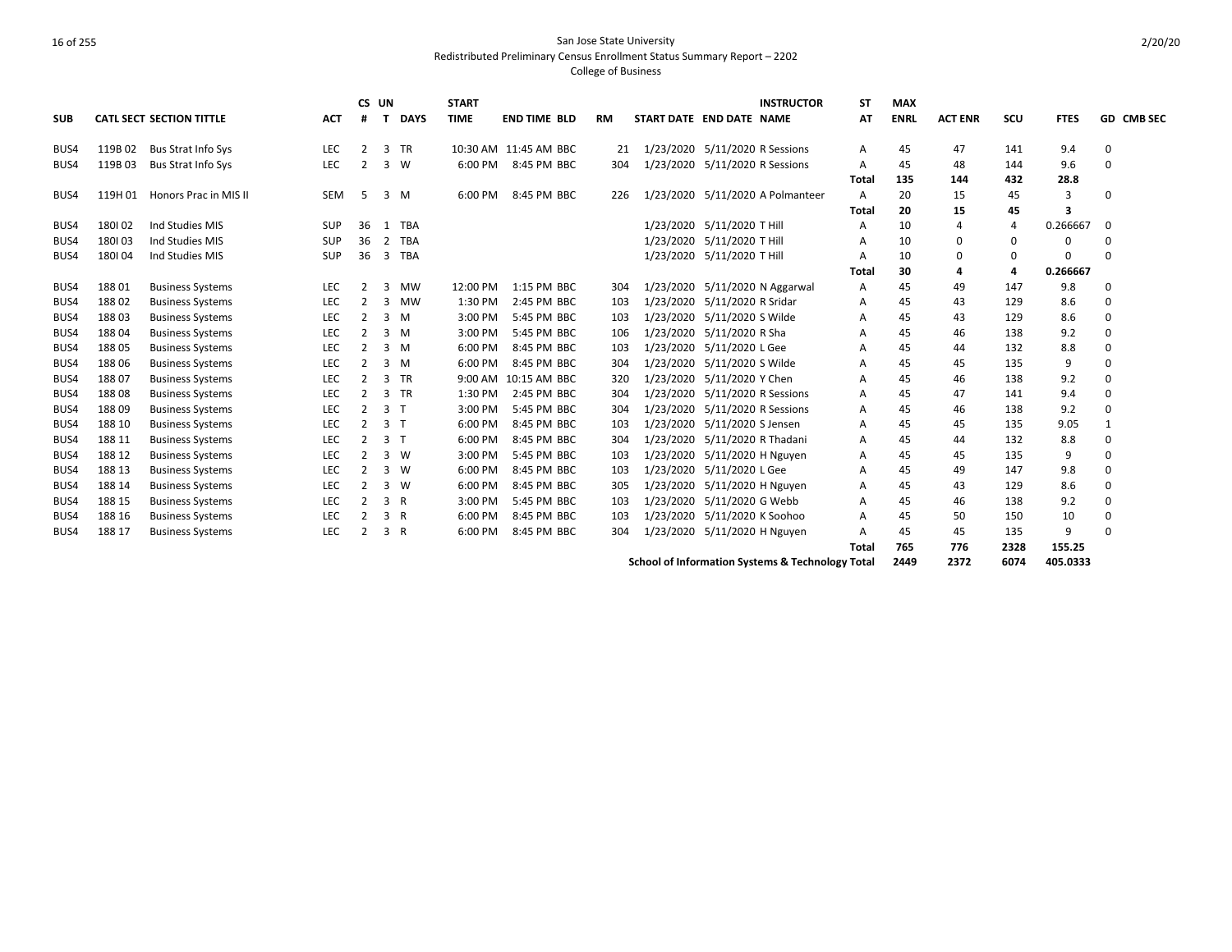San Jose State University
Redistributed Preliminary Census Enrollment Status Summary Report – 2202
College of Business

| SUB | CATL | SECT | SECTION TITTLE | ACT | CS # | UN T | DAYS | START TIME | END TIME | BLD | RM | START DATE | END DATE | INSTRUCTOR NAME | ST AT | MAX ENRL | ACT ENR | SCU | FTES | GD | CMB SEC |
|---|---|---|---|---|---|---|---|---|---|---|---|---|---|---|---|---|---|---|---|---|---|
| BUS4 | 119B | 02 | Bus Strat Info Sys | LEC | 2 | 3 | TR | 10:30 AM | 11:45 AM | BBC | 21 | 1/23/2020 | 5/11/2020 | R Sessions | A | 45 | 47 | 141 | 9.4 | 0 | |
| BUS4 | 119B | 03 | Bus Strat Info Sys | LEC | 2 | 3 | W | 6:00 PM | 8:45 PM | BBC | 304 | 1/23/2020 | 5/11/2020 | R Sessions | A | 45 | 48 | 144 | 9.6 | 0 | |
| | | | | | | | | | | | | | | | **Total** | **135** | **144** | **432** | **28.8** | | |
| BUS4 | 119H | 01 | Honors Prac in MIS II | SEM | 5 | 3 | M | 6:00 PM | 8:45 PM | BBC | 226 | 1/23/2020 | 5/11/2020 | A Polmanteer | A | 20 | 15 | 45 | 3 | 0 | |
| | | | | | | | | | | | | | | | **Total** | **20** | **15** | **45** | **3** | | |
| BUS4 | 180I | 02 | Ind Studies MIS | SUP | 36 | 1 | TBA | | | | | 1/23/2020 | 5/11/2020 | T Hill | A | 10 | 4 | 4 | 0.266667 | 0 | |
| BUS4 | 180I | 03 | Ind Studies MIS | SUP | 36 | 2 | TBA | | | | | 1/23/2020 | 5/11/2020 | T Hill | A | 10 | 0 | 0 | 0 | 0 | |
| BUS4 | 180I | 04 | Ind Studies MIS | SUP | 36 | 3 | TBA | | | | | 1/23/2020 | 5/11/2020 | T Hill | A | 10 | 0 | 0 | 0 | 0 | |
| | | | | | | | | | | | | | | | **Total** | **30** | **4** | **4** | **0.266667** | | |
| BUS4 | 188 | 01 | Business Systems | LEC | 2 | 3 | MW | 12:00 PM | 1:15 PM | BBC | 304 | 1/23/2020 | 5/11/2020 | N Aggarwal | A | 45 | 49 | 147 | 9.8 | 0 | |
| BUS4 | 188 | 02 | Business Systems | LEC | 2 | 3 | MW | 1:30 PM | 2:45 PM | BBC | 103 | 1/23/2020 | 5/11/2020 | R Sridar | A | 45 | 43 | 129 | 8.6 | 0 | |
| BUS4 | 188 | 03 | Business Systems | LEC | 2 | 3 | M | 3:00 PM | 5:45 PM | BBC | 103 | 1/23/2020 | 5/11/2020 | S Wilde | A | 45 | 43 | 129 | 8.6 | 0 | |
| BUS4 | 188 | 04 | Business Systems | LEC | 2 | 3 | M | 3:00 PM | 5:45 PM | BBC | 106 | 1/23/2020 | 5/11/2020 | R Sha | A | 45 | 46 | 138 | 9.2 | 0 | |
| BUS4 | 188 | 05 | Business Systems | LEC | 2 | 3 | M | 6:00 PM | 8:45 PM | BBC | 103 | 1/23/2020 | 5/11/2020 | L Gee | A | 45 | 44 | 132 | 8.8 | 0 | |
| BUS4 | 188 | 06 | Business Systems | LEC | 2 | 3 | M | 6:00 PM | 8:45 PM | BBC | 304 | 1/23/2020 | 5/11/2020 | S Wilde | A | 45 | 45 | 135 | 9 | 0 | |
| BUS4 | 188 | 07 | Business Systems | LEC | 2 | 3 | TR | 9:00 AM | 10:15 AM | BBC | 320 | 1/23/2020 | 5/11/2020 | Y Chen | A | 45 | 46 | 138 | 9.2 | 0 | |
| BUS4 | 188 | 08 | Business Systems | LEC | 2 | 3 | TR | 1:30 PM | 2:45 PM | BBC | 304 | 1/23/2020 | 5/11/2020 | R Sessions | A | 45 | 47 | 141 | 9.4 | 0 | |
| BUS4 | 188 | 09 | Business Systems | LEC | 2 | 3 | T | 3:00 PM | 5:45 PM | BBC | 304 | 1/23/2020 | 5/11/2020 | R Sessions | A | 45 | 46 | 138 | 9.2 | 0 | |
| BUS4 | 188 | 10 | Business Systems | LEC | 2 | 3 | T | 6:00 PM | 8:45 PM | BBC | 103 | 1/23/2020 | 5/11/2020 | S Jensen | A | 45 | 45 | 135 | 9.05 | 1 | |
| BUS4 | 188 | 11 | Business Systems | LEC | 2 | 3 | T | 6:00 PM | 8:45 PM | BBC | 304 | 1/23/2020 | 5/11/2020 | R Thadani | A | 45 | 44 | 132 | 8.8 | 0 | |
| BUS4 | 188 | 12 | Business Systems | LEC | 2 | 3 | W | 3:00 PM | 5:45 PM | BBC | 103 | 1/23/2020 | 5/11/2020 | H Nguyen | A | 45 | 45 | 135 | 9 | 0 | |
| BUS4 | 188 | 13 | Business Systems | LEC | 2 | 3 | W | 6:00 PM | 8:45 PM | BBC | 103 | 1/23/2020 | 5/11/2020 | L Gee | A | 45 | 49 | 147 | 9.8 | 0 | |
| BUS4 | 188 | 14 | Business Systems | LEC | 2 | 3 | W | 6:00 PM | 8:45 PM | BBC | 305 | 1/23/2020 | 5/11/2020 | H Nguyen | A | 45 | 43 | 129 | 8.6 | 0 | |
| BUS4 | 188 | 15 | Business Systems | LEC | 2 | 3 | R | 3:00 PM | 5:45 PM | BBC | 103 | 1/23/2020 | 5/11/2020 | G Webb | A | 45 | 46 | 138 | 9.2 | 0 | |
| BUS4 | 188 | 16 | Business Systems | LEC | 2 | 3 | R | 6:00 PM | 8:45 PM | BBC | 103 | 1/23/2020 | 5/11/2020 | K Soohoo | A | 45 | 50 | 150 | 10 | 0 | |
| BUS4 | 188 | 17 | Business Systems | LEC | 2 | 3 | R | 6:00 PM | 8:45 PM | BBC | 304 | 1/23/2020 | 5/11/2020 | H Nguyen | A | 45 | 45 | 135 | 9 | 0 | |
| | | | | | | | | | | | | | | | **Total** | **765** | **776** | **2328** | **155.25** | | |
| | | | | | | | | | | | | **School of Information Systems & Technology Total** | | | | **2449** | **2372** | **6074** | **405.0333** | | |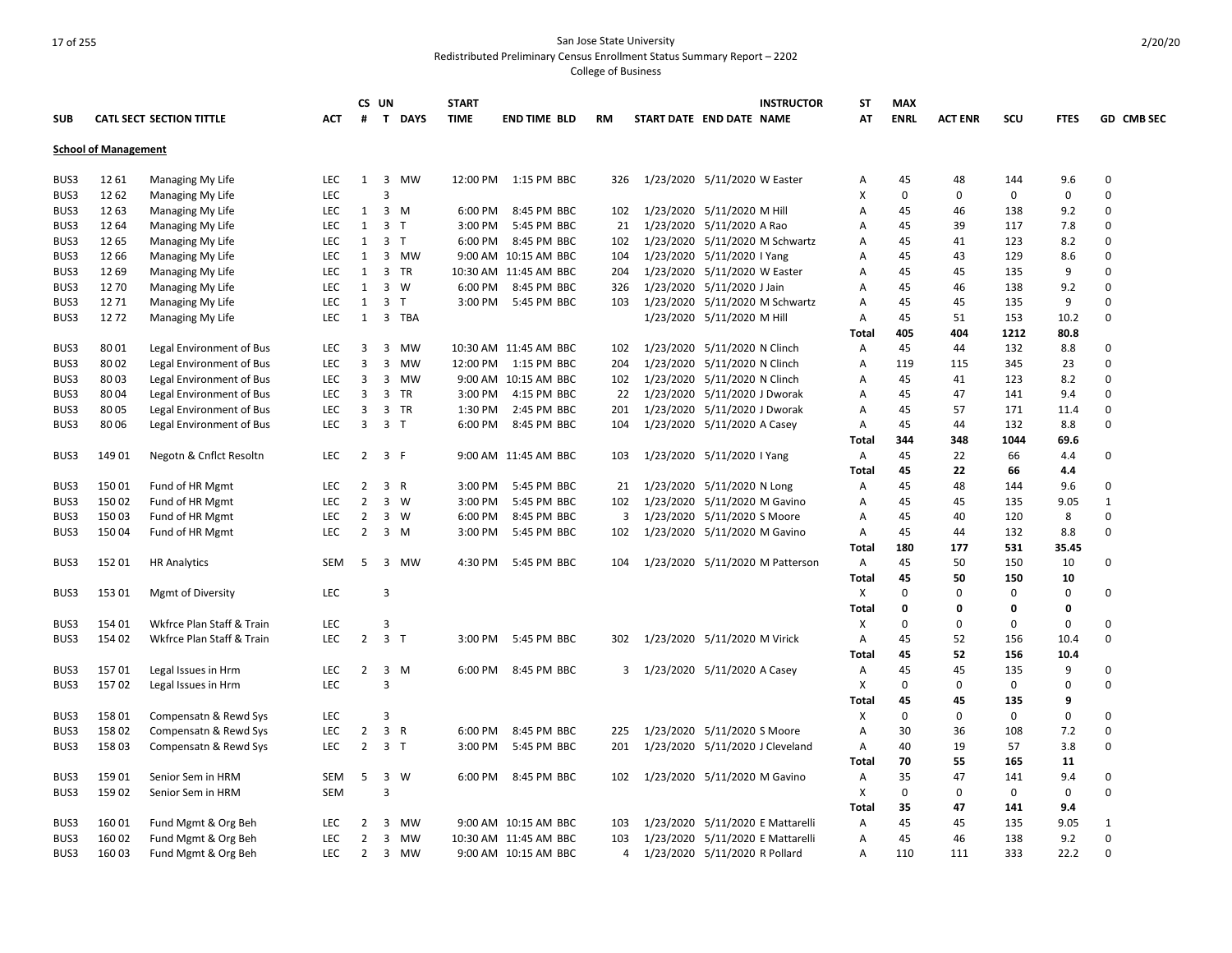San Jose State University
Redistributed Preliminary Census Enrollment Status Summary Report – 2202
College of Business

## School of Management

| SUB | CATL | SECT | SECTION TITTLE | ACT | CS # | UN T | DAYS | START TIME | END TIME | BLD | RM | START DATE | END DATE | INSTRUCTOR NAME | ST AT | MAX ENRL | ACT ENR | SCU | FTES | GD | CMB SEC |
|---|---|---|---|---|---|---|---|---|---|---|---|---|---|---|---|---|---|---|---|---|---|
| BUS3 | 12 | 61 | Managing My Life | LEC | 1 | 3 | MW | 12:00 PM | 1:15 PM | BBC | 326 | 1/23/2020 | 5/11/2020 | W Easter | A | 45 | 48 | 144 | 9.6 | 0 | |
| BUS3 | 12 | 62 | Managing My Life | LEC | | 3 | | | | | | | | | X | 0 | 0 | 0 | 0 | 0 | |
| BUS3 | 12 | 63 | Managing My Life | LEC | 1 | 3 | M | 6:00 PM | 8:45 PM | BBC | 102 | 1/23/2020 | 5/11/2020 | M Hill | A | 45 | 46 | 138 | 9.2 | 0 | |
| BUS3 | 12 | 64 | Managing My Life | LEC | 1 | 3 | T | 3:00 PM | 5:45 PM | BBC | 21 | 1/23/2020 | 5/11/2020 | A Rao | A | 45 | 39 | 117 | 7.8 | 0 | |
| BUS3 | 12 | 65 | Managing My Life | LEC | 1 | 3 | T | 6:00 PM | 8:45 PM | BBC | 102 | 1/23/2020 | 5/11/2020 | M Schwartz | A | 45 | 41 | 123 | 8.2 | 0 | |
| BUS3 | 12 | 66 | Managing My Life | LEC | 1 | 3 | MW | 9:00 AM | 10:15 AM | BBC | 104 | 1/23/2020 | 5/11/2020 | I Yang | A | 45 | 43 | 129 | 8.6 | 0 | |
| BUS3 | 12 | 69 | Managing My Life | LEC | 1 | 3 | TR | 10:30 AM | 11:45 AM | BBC | 204 | 1/23/2020 | 5/11/2020 | W Easter | A | 45 | 45 | 135 | 9 | 0 | |
| BUS3 | 12 | 70 | Managing My Life | LEC | 1 | 3 | W | 6:00 PM | 8:45 PM | BBC | 326 | 1/23/2020 | 5/11/2020 | J Jain | A | 45 | 46 | 138 | 9.2 | 0 | |
| BUS3 | 12 | 71 | Managing My Life | LEC | 1 | 3 | T | 3:00 PM | 5:45 PM | BBC | 103 | 1/23/2020 | 5/11/2020 | M Schwartz | A | 45 | 45 | 135 | 9 | 0 | |
| BUS3 | 12 | 72 | Managing My Life | LEC | 1 | 3 | TBA | | | | | 1/23/2020 | 5/11/2020 | M Hill | A | 45 | 51 | 153 | 10.2 | 0 | |
| | | | | | | | | | | | | | | | **Total** | **405** | **404** | **1212** | **80.8** | | |
| BUS3 | 80 | 01 | Legal Environment of Bus | LEC | 3 | 3 | MW | 10:30 AM | 11:45 AM | BBC | 102 | 1/23/2020 | 5/11/2020 | N Clinch | A | 45 | 44 | 132 | 8.8 | 0 | |
| BUS3 | 80 | 02 | Legal Environment of Bus | LEC | 3 | 3 | MW | 12:00 PM | 1:15 PM | BBC | 204 | 1/23/2020 | 5/11/2020 | N Clinch | A | 119 | 115 | 345 | 23 | 0 | |
| BUS3 | 80 | 03 | Legal Environment of Bus | LEC | 3 | 3 | MW | 9:00 AM | 10:15 AM | BBC | 102 | 1/23/2020 | 5/11/2020 | N Clinch | A | 45 | 41 | 123 | 8.2 | 0 | |
| BUS3 | 80 | 04 | Legal Environment of Bus | LEC | 3 | 3 | TR | 3:00 PM | 4:15 PM | BBC | 22 | 1/23/2020 | 5/11/2020 | J Dworak | A | 45 | 47 | 141 | 9.4 | 0 | |
| BUS3 | 80 | 05 | Legal Environment of Bus | LEC | 3 | 3 | TR | 1:30 PM | 2:45 PM | BBC | 201 | 1/23/2020 | 5/11/2020 | J Dworak | A | 45 | 57 | 171 | 11.4 | 0 | |
| BUS3 | 80 | 06 | Legal Environment of Bus | LEC | 3 | 3 | T | 6:00 PM | 8:45 PM | BBC | 104 | 1/23/2020 | 5/11/2020 | A Casey | A | 45 | 44 | 132 | 8.8 | 0 | |
| | | | | | | | | | | | | | | | **Total** | **344** | **348** | **1044** | **69.6** | | |
| BUS3 | 149 | 01 | Negotn & Cnflct Resoltn | LEC | 2 | 3 | F | 9:00 AM | 11:45 AM | BBC | 103 | 1/23/2020 | 5/11/2020 | I Yang | A | 45 | 22 | 66 | 4.4 | 0 | |
| | | | | | | | | | | | | | | | **Total** | **45** | **22** | **66** | **4.4** | | |
| BUS3 | 150 | 01 | Fund of HR Mgmt | LEC | 2 | 3 | R | 3:00 PM | 5:45 PM | BBC | 21 | 1/23/2020 | 5/11/2020 | N Long | A | 45 | 48 | 144 | 9.6 | 0 | |
| BUS3 | 150 | 02 | Fund of HR Mgmt | LEC | 2 | 3 | W | 3:00 PM | 5:45 PM | BBC | 102 | 1/23/2020 | 5/11/2020 | M Gavino | A | 45 | 45 | 135 | 9.05 | 1 | |
| BUS3 | 150 | 03 | Fund of HR Mgmt | LEC | 2 | 3 | W | 6:00 PM | 8:45 PM | BBC | 3 | 1/23/2020 | 5/11/2020 | S Moore | A | 45 | 40 | 120 | 8 | 0 | |
| BUS3 | 150 | 04 | Fund of HR Mgmt | LEC | 2 | 3 | M | 3:00 PM | 5:45 PM | BBC | 102 | 1/23/2020 | 5/11/2020 | M Gavino | A | 45 | 44 | 132 | 8.8 | 0 | |
| | | | | | | | | | | | | | | | **Total** | **180** | **177** | **531** | **35.45** | | |
| BUS3 | 152 | 01 | HR Analytics | SEM | 5 | 3 | MW | 4:30 PM | 5:45 PM | BBC | 104 | 1/23/2020 | 5/11/2020 | M Patterson | A | 45 | 50 | 150 | 10 | 0 | |
| | | | | | | | | | | | | | | | **Total** | **45** | **50** | **150** | **10** | | |
| BUS3 | 153 | 01 | Mgmt of Diversity | LEC | | 3 | | | | | | | | | X | 0 | 0 | 0 | 0 | 0 | |
| | | | | | | | | | | | | | | | **Total** | **0** | **0** | **0** | **0** | | |
| BUS3 | 154 | 01 | Wkfrce Plan Staff & Train | LEC | | 3 | | | | | | | | | X | 0 | 0 | 0 | 0 | 0 | |
| BUS3 | 154 | 02 | Wkfrce Plan Staff & Train | LEC | 2 | 3 | T | 3:00 PM | 5:45 PM | BBC | 302 | 1/23/2020 | 5/11/2020 | M Virick | A | 45 | 52 | 156 | 10.4 | 0 | |
| | | | | | | | | | | | | | | | **Total** | **45** | **52** | **156** | **10.4** | | |
| BUS3 | 157 | 01 | Legal Issues in Hrm | LEC | 2 | 3 | M | 6:00 PM | 8:45 PM | BBC | 3 | 1/23/2020 | 5/11/2020 | A Casey | A | 45 | 45 | 135 | 9 | 0 | |
| BUS3 | 157 | 02 | Legal Issues in Hrm | LEC | | 3 | | | | | | | | | X | 0 | 0 | 0 | 0 | 0 | |
| | | | | | | | | | | | | | | | **Total** | **45** | **45** | **135** | **9** | | |
| BUS3 | 158 | 01 | Compensatn & Rewd Sys | LEC | | 3 | | | | | | | | | X | 0 | 0 | 0 | 0 | 0 | |
| BUS3 | 158 | 02 | Compensatn & Rewd Sys | LEC | 2 | 3 | R | 6:00 PM | 8:45 PM | BBC | 225 | 1/23/2020 | 5/11/2020 | S Moore | A | 30 | 36 | 108 | 7.2 | 0 | |
| BUS3 | 158 | 03 | Compensatn & Rewd Sys | LEC | 2 | 3 | T | 3:00 PM | 5:45 PM | BBC | 201 | 1/23/2020 | 5/11/2020 | J Cleveland | A | 40 | 19 | 57 | 3.8 | 0 | |
| | | | | | | | | | | | | | | | **Total** | **70** | **55** | **165** | **11** | | |
| BUS3 | 159 | 01 | Senior Sem in HRM | SEM | 5 | 3 | W | 6:00 PM | 8:45 PM | BBC | 102 | 1/23/2020 | 5/11/2020 | M Gavino | A | 35 | 47 | 141 | 9.4 | 0 | |
| BUS3 | 159 | 02 | Senior Sem in HRM | SEM | | 3 | | | | | | | | | X | 0 | 0 | 0 | 0 | 0 | |
| | | | | | | | | | | | | | | | **Total** | **35** | **47** | **141** | **9.4** | | |
| BUS3 | 160 | 01 | Fund Mgmt & Org Beh | LEC | 2 | 3 | MW | 9:00 AM | 10:15 AM | BBC | 103 | 1/23/2020 | 5/11/2020 | E Mattarelli | A | 45 | 45 | 135 | 9.05 | 1 | |
| BUS3 | 160 | 02 | Fund Mgmt & Org Beh | LEC | 2 | 3 | MW | 10:30 AM | 11:45 AM | BBC | 103 | 1/23/2020 | 5/11/2020 | E Mattarelli | A | 45 | 46 | 138 | 9.2 | 0 | |
| BUS3 | 160 | 03 | Fund Mgmt & Org Beh | LEC | 2 | 3 | MW | 9:00 AM | 10:15 AM | BBC | 4 | 1/23/2020 | 5/11/2020 | R Pollard | A | 110 | 111 | 333 | 22.2 | 0 | |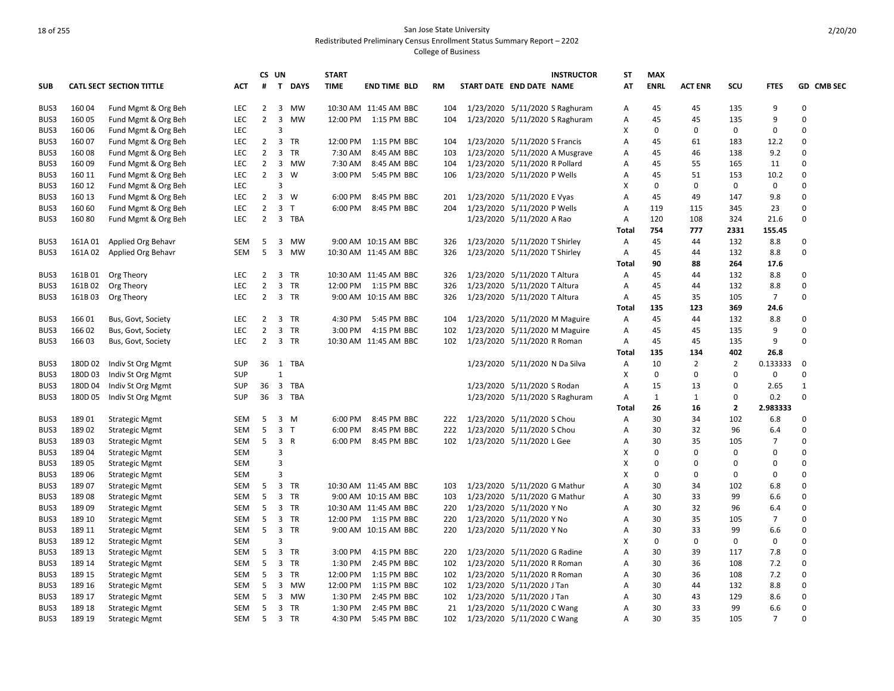San Jose State University

Redistributed Preliminary Census Enrollment Status Summary Report – 2202

College of Business

| SUB | CATL SECT | SECTION TITTLE | ACT | CS # | UN T | DAYS | START TIME | END TIME | BLD | RM | START DATE | END DATE | INSTRUCTOR NAME | ST AT | MAX ENRL | ACT ENR | SCU | FTES | GD | CMB SEC |
|---|---|---|---|---|---|---|---|---|---|---|---|---|---|---|---|---|---|---|---|---|
| BUS3 | 160 04 | Fund Mgmt & Org Beh | LEC | 2 | 3 | MW | 10:30 AM | 11:45 AM | BBC | 104 | 1/23/2020 | 5/11/2020 | S Raghuram | A | 45 | 45 | 135 | 9 | 0 | |
| BUS3 | 160 05 | Fund Mgmt & Org Beh | LEC | 2 | 3 | MW | 12:00 PM | 1:15 PM | BBC | 104 | 1/23/2020 | 5/11/2020 | S Raghuram | A | 45 | 45 | 135 | 9 | 0 | |
| BUS3 | 160 06 | Fund Mgmt & Org Beh | LEC | | 3 | | | | | | | | | X | 0 | 0 | 0 | 0 | 0 | |
| BUS3 | 160 07 | Fund Mgmt & Org Beh | LEC | 2 | 3 | TR | 12:00 PM | 1:15 PM | BBC | 104 | 1/23/2020 | 5/11/2020 | S Francis | A | 45 | 61 | 183 | 12.2 | 0 | |
| BUS3 | 160 08 | Fund Mgmt & Org Beh | LEC | 2 | 3 | TR | 7:30 AM | 8:45 AM | BBC | 103 | 1/23/2020 | 5/11/2020 | A Musgrave | A | 45 | 46 | 138 | 9.2 | 0 | |
| BUS3 | 160 09 | Fund Mgmt & Org Beh | LEC | 2 | 3 | MW | 7:30 AM | 8:45 AM | BBC | 104 | 1/23/2020 | 5/11/2020 | R Pollard | A | 45 | 55 | 165 | 11 | 0 | |
| BUS3 | 160 11 | Fund Mgmt & Org Beh | LEC | 2 | 3 | W | 3:00 PM | 5:45 PM | BBC | 106 | 1/23/2020 | 5/11/2020 | P Wells | A | 45 | 51 | 153 | 10.2 | 0 | |
| BUS3 | 160 12 | Fund Mgmt & Org Beh | LEC | | 3 | | | | | | | | | X | 0 | 0 | 0 | 0 | 0 | |
| BUS3 | 160 13 | Fund Mgmt & Org Beh | LEC | 2 | 3 | W | 6:00 PM | 8:45 PM | BBC | 201 | 1/23/2020 | 5/11/2020 | E Vyas | A | 45 | 49 | 147 | 9.8 | 0 | |
| BUS3 | 160 60 | Fund Mgmt & Org Beh | LEC | 2 | 3 | T | 6:00 PM | 8:45 PM | BBC | 204 | 1/23/2020 | 5/11/2020 | P Wells | A | 119 | 115 | 345 | 23 | 0 | |
| BUS3 | 160 80 | Fund Mgmt & Org Beh | LEC | 2 | 3 | TBA | | | | | 1/23/2020 | 5/11/2020 | A Rao | A | 120 | 108 | 324 | 21.6 | 0 | |
| | | | | | | | | | | | | | | **Total** | **754** | **777** | **2331** | **155.45** | | |
| BUS3 | 161A 01 | Applied Org Behavr | SEM | 5 | 3 | MW | 9:00 AM | 10:15 AM | BBC | 326 | 1/23/2020 | 5/11/2020 | T Shirley | A | 45 | 44 | 132 | 8.8 | 0 | |
| BUS3 | 161A 02 | Applied Org Behavr | SEM | 5 | 3 | MW | 10:30 AM | 11:45 AM | BBC | 326 | 1/23/2020 | 5/11/2020 | T Shirley | A | 45 | 44 | 132 | 8.8 | 0 | |
| | | | | | | | | | | | | | | **Total** | **90** | **88** | **264** | **17.6** | | |
| BUS3 | 161B 01 | Org Theory | LEC | 2 | 3 | TR | 10:30 AM | 11:45 AM | BBC | 326 | 1/23/2020 | 5/11/2020 | T Altura | A | 45 | 44 | 132 | 8.8 | 0 | |
| BUS3 | 161B 02 | Org Theory | LEC | 2 | 3 | TR | 12:00 PM | 1:15 PM | BBC | 326 | 1/23/2020 | 5/11/2020 | T Altura | A | 45 | 44 | 132 | 8.8 | 0 | |
| BUS3 | 161B 03 | Org Theory | LEC | 2 | 3 | TR | 9:00 AM | 10:15 AM | BBC | 326 | 1/23/2020 | 5/11/2020 | T Altura | A | 45 | 35 | 105 | 7 | 0 | |
| | | | | | | | | | | | | | | **Total** | **135** | **123** | **369** | **24.6** | | |
| BUS3 | 166 01 | Bus, Govt, Society | LEC | 2 | 3 | TR | 4:30 PM | 5:45 PM | BBC | 104 | 1/23/2020 | 5/11/2020 | M Maguire | A | 45 | 44 | 132 | 8.8 | 0 | |
| BUS3 | 166 02 | Bus, Govt, Society | LEC | 2 | 3 | TR | 3:00 PM | 4:15 PM | BBC | 102 | 1/23/2020 | 5/11/2020 | M Maguire | A | 45 | 45 | 135 | 9 | 0 | |
| BUS3 | 166 03 | Bus, Govt, Society | LEC | 2 | 3 | TR | 10:30 AM | 11:45 AM | BBC | 102 | 1/23/2020 | 5/11/2020 | R Roman | A | 45 | 45 | 135 | 9 | 0 | |
| | | | | | | | | | | | | | | **Total** | **135** | **134** | **402** | **26.8** | | |
| BUS3 | 180D 02 | Indiv St Org Mgmt | SUP | 36 | 1 | TBA | | | | | 1/23/2020 | 5/11/2020 | N Da Silva | A | 10 | 2 | 2 | 0.133333 | 0 | |
| BUS3 | 180D 03 | Indiv St Org Mgmt | SUP | | 1 | | | | | | | | | X | 0 | 0 | 0 | 0 | 0 | |
| BUS3 | 180D 04 | Indiv St Org Mgmt | SUP | 36 | 3 | TBA | | | | | 1/23/2020 | 5/11/2020 | S Rodan | A | 15 | 13 | 0 | 2.65 | 1 | |
| BUS3 | 180D 05 | Indiv St Org Mgmt | SUP | 36 | 3 | TBA | | | | | 1/23/2020 | 5/11/2020 | S Raghuram | A | 1 | 1 | 0 | 0.2 | 0 | |
| | | | | | | | | | | | | | | **Total** | **26** | **16** | **2** | **2.983333** | | |
| BUS3 | 189 01 | Strategic Mgmt | SEM | 5 | 3 | M | 6:00 PM | 8:45 PM | BBC | 222 | 1/23/2020 | 5/11/2020 | S Chou | A | 30 | 34 | 102 | 6.8 | 0 | |
| BUS3 | 189 02 | Strategic Mgmt | SEM | 5 | 3 | T | 6:00 PM | 8:45 PM | BBC | 222 | 1/23/2020 | 5/11/2020 | S Chou | A | 30 | 32 | 96 | 6.4 | 0 | |
| BUS3 | 189 03 | Strategic Mgmt | SEM | 5 | 3 | R | 6:00 PM | 8:45 PM | BBC | 102 | 1/23/2020 | 5/11/2020 | L Gee | A | 30 | 35 | 105 | 7 | 0 | |
| BUS3 | 189 04 | Strategic Mgmt | SEM | | 3 | | | | | | | | | X | 0 | 0 | 0 | 0 | 0 | |
| BUS3 | 189 05 | Strategic Mgmt | SEM | | 3 | | | | | | | | | X | 0 | 0 | 0 | 0 | 0 | |
| BUS3 | 189 06 | Strategic Mgmt | SEM | | 3 | | | | | | | | | X | 0 | 0 | 0 | 0 | 0 | |
| BUS3 | 189 07 | Strategic Mgmt | SEM | 5 | 3 | TR | 10:30 AM | 11:45 AM | BBC | 103 | 1/23/2020 | 5/11/2020 | G Mathur | A | 30 | 34 | 102 | 6.8 | 0 | |
| BUS3 | 189 08 | Strategic Mgmt | SEM | 5 | 3 | TR | 9:00 AM | 10:15 AM | BBC | 103 | 1/23/2020 | 5/11/2020 | G Mathur | A | 30 | 33 | 99 | 6.6 | 0 | |
| BUS3 | 189 09 | Strategic Mgmt | SEM | 5 | 3 | TR | 10:30 AM | 11:45 AM | BBC | 220 | 1/23/2020 | 5/11/2020 | Y No | A | 30 | 32 | 96 | 6.4 | 0 | |
| BUS3 | 189 10 | Strategic Mgmt | SEM | 5 | 3 | TR | 12:00 PM | 1:15 PM | BBC | 220 | 1/23/2020 | 5/11/2020 | Y No | A | 30 | 35 | 105 | 7 | 0 | |
| BUS3 | 189 11 | Strategic Mgmt | SEM | 5 | 3 | TR | 9:00 AM | 10:15 AM | BBC | 220 | 1/23/2020 | 5/11/2020 | Y No | A | 30 | 33 | 99 | 6.6 | 0 | |
| BUS3 | 189 12 | Strategic Mgmt | SEM | | 3 | | | | | | | | | X | 0 | 0 | 0 | 0 | 0 | |
| BUS3 | 189 13 | Strategic Mgmt | SEM | 5 | 3 | TR | 3:00 PM | 4:15 PM | BBC | 220 | 1/23/2020 | 5/11/2020 | G Radine | A | 30 | 39 | 117 | 7.8 | 0 | |
| BUS3 | 189 14 | Strategic Mgmt | SEM | 5 | 3 | TR | 1:30 PM | 2:45 PM | BBC | 102 | 1/23/2020 | 5/11/2020 | R Roman | A | 30 | 36 | 108 | 7.2 | 0 | |
| BUS3 | 189 15 | Strategic Mgmt | SEM | 5 | 3 | TR | 12:00 PM | 1:15 PM | BBC | 102 | 1/23/2020 | 5/11/2020 | R Roman | A | 30 | 36 | 108 | 7.2 | 0 | |
| BUS3 | 189 16 | Strategic Mgmt | SEM | 5 | 3 | MW | 12:00 PM | 1:15 PM | BBC | 102 | 1/23/2020 | 5/11/2020 | J Tan | A | 30 | 44 | 132 | 8.8 | 0 | |
| BUS3 | 189 17 | Strategic Mgmt | SEM | 5 | 3 | MW | 1:30 PM | 2:45 PM | BBC | 102 | 1/23/2020 | 5/11/2020 | J Tan | A | 30 | 43 | 129 | 8.6 | 0 | |
| BUS3 | 189 18 | Strategic Mgmt | SEM | 5 | 3 | TR | 1:30 PM | 2:45 PM | BBC | 21 | 1/23/2020 | 5/11/2020 | C Wang | A | 30 | 33 | 99 | 6.6 | 0 | |
| BUS3 | 189 19 | Strategic Mgmt | SEM | 5 | 3 | TR | 4:30 PM | 5:45 PM | BBC | 102 | 1/23/2020 | 5/11/2020 | C Wang | A | 30 | 35 | 105 | 7 | 0 | |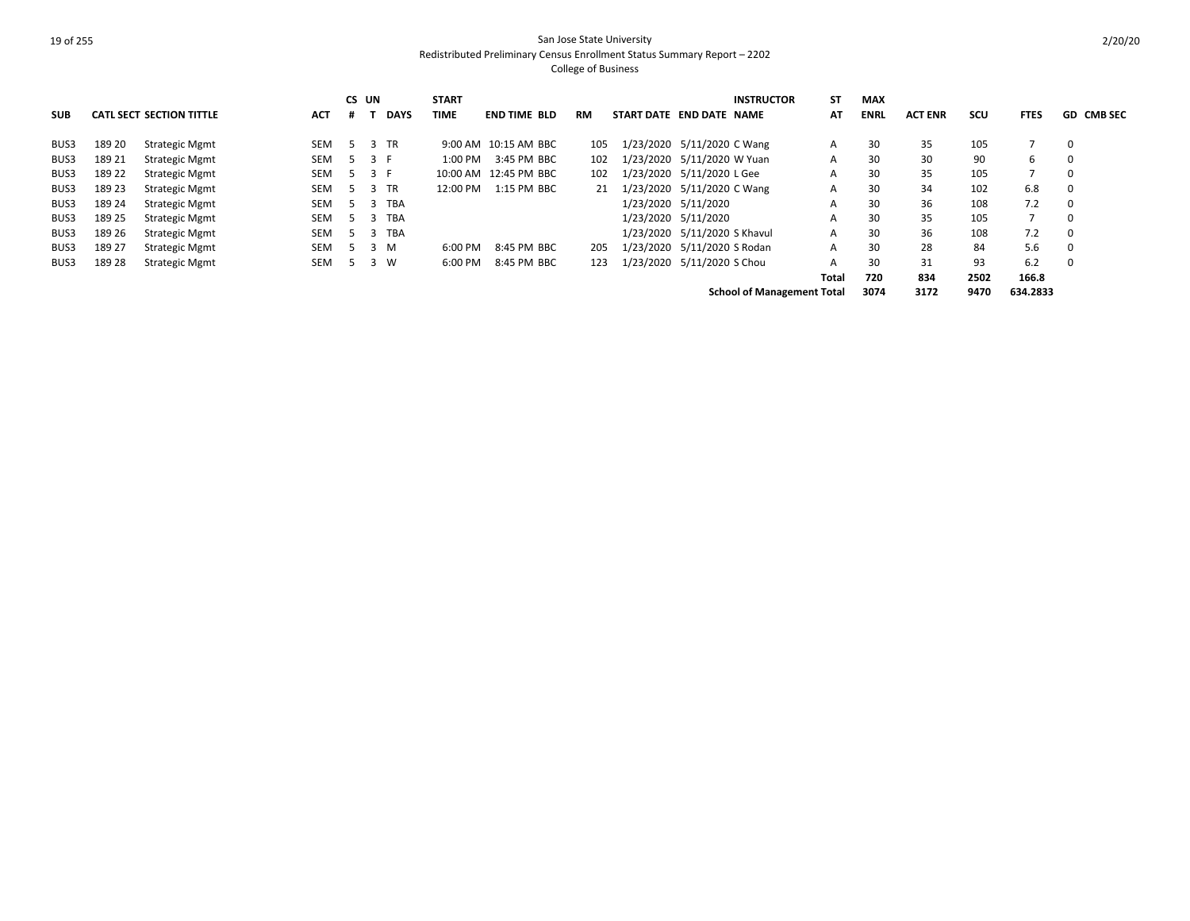San Jose State University
Redistributed Preliminary Census Enrollment Status Summary Report – 2202
College of Business

| SUB | CATL | SECT | SECTION TITTLE | ACT | CS # | UNT | DAYS | START TIME | END TIME | BLD | RM | START DATE | END DATE | INSTRUCTOR NAME | STAT | MAX ENRL | ACT ENR | SCU | FTES | GD | CMB SEC |
|---|---|---|---|---|---|---|---|---|---|---|---|---|---|---|---|---|---|---|---|---|---|
| BUS3 | 189 | 20 | Strategic Mgmt | SEM | 5 | 3 | TR | 9:00 AM | 10:15 AM | BBC | 105 | 1/23/2020 | 5/11/2020 | C Wang | A | 30 | 35 | 105 | 7 | 0 | |
| BUS3 | 189 | 21 | Strategic Mgmt | SEM | 5 | 3 | F | 1:00 PM | 3:45 PM | BBC | 102 | 1/23/2020 | 5/11/2020 | W Yuan | A | 30 | 30 | 90 | 6 | 0 | |
| BUS3 | 189 | 22 | Strategic Mgmt | SEM | 5 | 3 | F | 10:00 AM | 12:45 PM | BBC | 102 | 1/23/2020 | 5/11/2020 | L Gee | A | 30 | 35 | 105 | 7 | 0 | |
| BUS3 | 189 | 23 | Strategic Mgmt | SEM | 5 | 3 | TR | 12:00 PM | 1:15 PM | BBC | 21 | 1/23/2020 | 5/11/2020 | C Wang | A | 30 | 34 | 102 | 6.8 | 0 | |
| BUS3 | 189 | 24 | Strategic Mgmt | SEM | 5 | 3 | TBA | | | | | 1/23/2020 | 5/11/2020 | | A | 30 | 36 | 108 | 7.2 | 0 | |
| BUS3 | 189 | 25 | Strategic Mgmt | SEM | 5 | 3 | TBA | | | | | 1/23/2020 | 5/11/2020 | | A | 30 | 35 | 105 | 7 | 0 | |
| BUS3 | 189 | 26 | Strategic Mgmt | SEM | 5 | 3 | TBA | | | | | 1/23/2020 | 5/11/2020 | S Khavul | A | 30 | 36 | 108 | 7.2 | 0 | |
| BUS3 | 189 | 27 | Strategic Mgmt | SEM | 5 | 3 | M | 6:00 PM | 8:45 PM | BBC | 205 | 1/23/2020 | 5/11/2020 | S Rodan | A | 30 | 28 | 84 | 5.6 | 0 | |
| BUS3 | 189 | 28 | Strategic Mgmt | SEM | 5 | 3 | W | 6:00 PM | 8:45 PM | BBC | 123 | 1/23/2020 | 5/11/2020 | S Chou | A | 30 | 31 | 93 | 6.2 | 0 | |
| | | | | | | | | | | | | | | | **Total** | **720** | **834** | **2502** | **166.8** | | |
| | | | | | | | | | | | | | | **School of Management Total** | | **3074** | **3172** | **9470** | **634.2833** | | |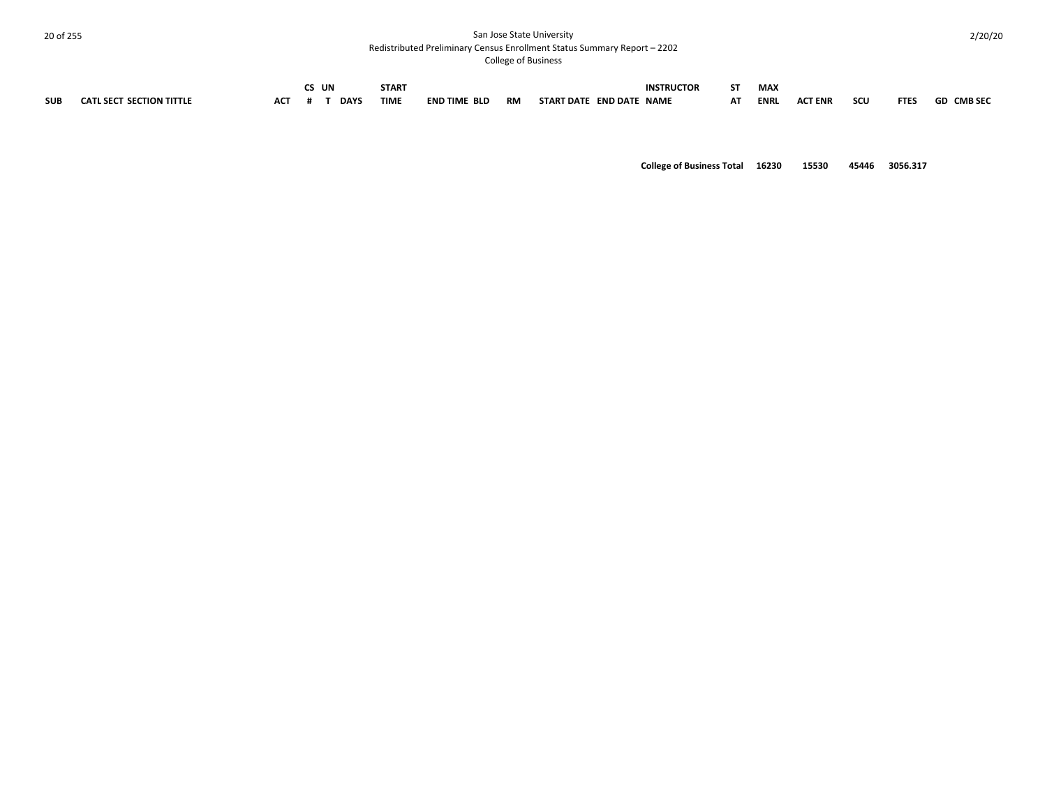| SUB | CATL | SECT | SECTION TITTLE | ACT | CS # | UN T | DAYS | START TIME | END TIME | BLD | RM | START DATE | END DATE | INSTRUCTOR NAME | ST AT | MAX ENRL | ACT ENR | SCU | FTES | GD | CMB SEC |
|---|---|---|---|---|---|---|---|---|---|---|---|---|---|---|---|---|---|---|---|---|---|
| | | | | | | | | | | | | | | **College of Business Total** | | **16230** | **15530** | **45446** | **3056.317** | | |